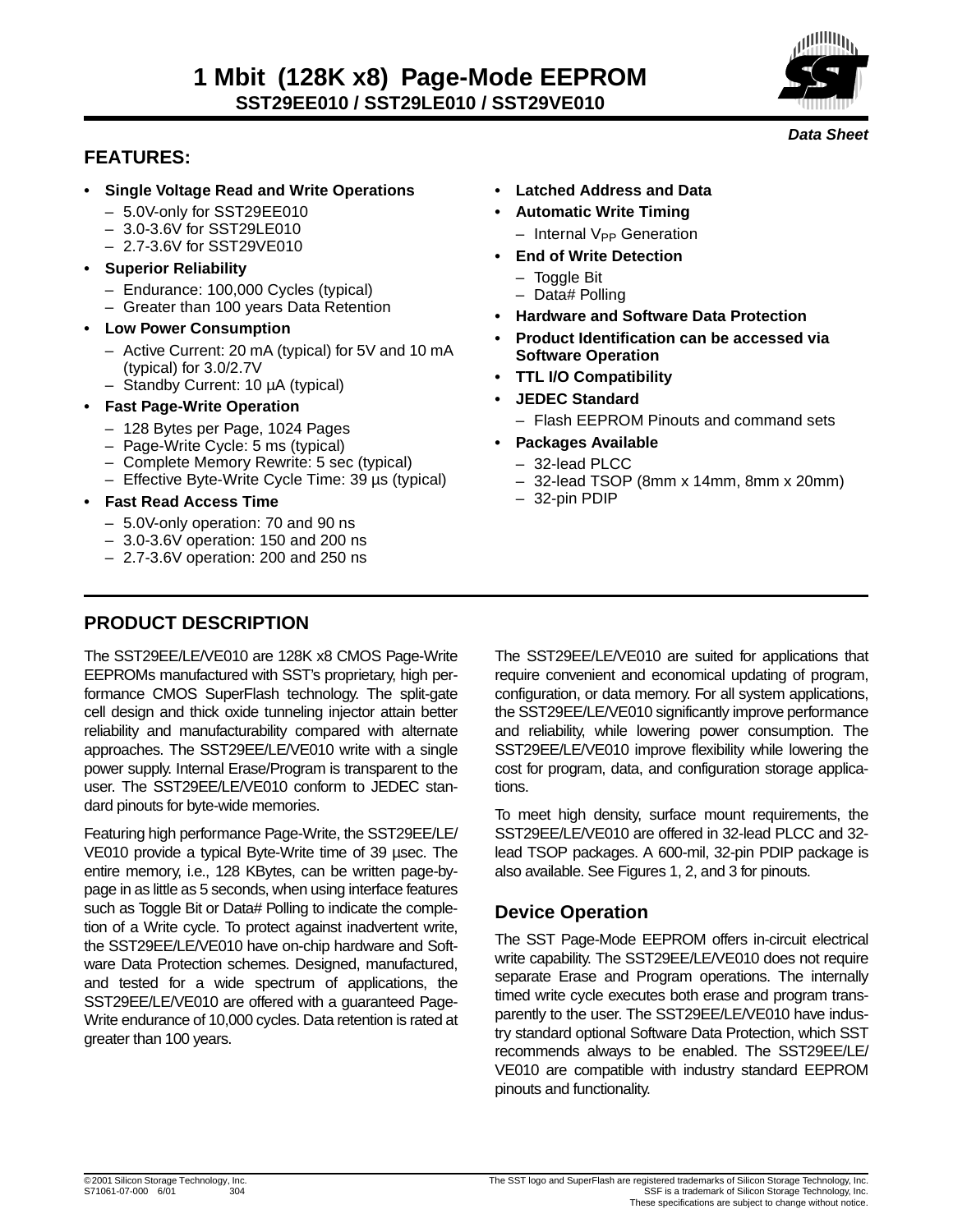# 1 Mbit (128K x8) Page-Mode EEPROM

**SST29EE010 / SST29LE010 / SST29VE010**

*Data Sheet*

## FEATURES:

- **Single Voltage Read and Write Operations**
  - 5.0V-only for SST29EE010
  - 3.0-3.6V for SST29LE010
  - 2.7-3.6V for SST29VE010
- **Superior Reliability**
  - Endurance: 100,000 Cycles (typical)
  - Greater than 100 years Data Retention
- **Low Power Consumption**
  - Active Current: 20 mA (typical) for 5V and 10 mA (typical) for 3.0/2.7V
  - Standby Current: 10 µA (typical)
- **Fast Page-Write Operation**
  - 128 Bytes per Page, 1024 Pages
  - Page-Write Cycle: 5 ms (typical)
  - Complete Memory Rewrite: 5 sec (typical)
  - Effective Byte-Write Cycle Time: 39 µs (typical)
- **Fast Read Access Time**
  - 5.0V-only operation: 70 and 90 ns
  - 3.0-3.6V operation: 150 and 200 ns
  - 2.7-3.6V operation: 200 and 250 ns
- **Latched Address and Data**
- **Automatic Write Timing**
  - Internal $V_{PP}$ Generation
- **End of Write Detection**
  - Toggle Bit
  - Data# Polling
- **Hardware and Software Data Protection**
- **Product Identification can be accessed via Software Operation**
- **TTL I/O Compatibility**
- **JEDEC Standard**
  - Flash EEPROM Pinouts and command sets
- **Packages Available**
  - 32-lead PLCC
  - 32-lead TSOP (8mm x 14mm, 8mm x 20mm)
  - 32-pin PDIP

## PRODUCT DESCRIPTION

The SST29EE/LE/VE010 are 128K x8 CMOS Page-Write EEPROMs manufactured with SST's proprietary, high performance CMOS SuperFlash technology. The split-gate cell design and thick oxide tunneling injector attain better reliability and manufacturability compared with alternate approaches. The SST29EE/LE/VE010 write with a single power supply. Internal Erase/Program is transparent to the user. The SST29EE/LE/VE010 conform to JEDEC standard pinouts for byte-wide memories.

Featuring high performance Page-Write, the SST29EE/LE/VE010 provide a typical Byte-Write time of 39 µsec. The entire memory, i.e., 128 KBytes, can be written page-by-page in as little as 5 seconds, when using interface features such as Toggle Bit or Data# Polling to indicate the completion of a Write cycle. To protect against inadvertent write, the SST29EE/LE/VE010 have on-chip hardware and Software Data Protection schemes. Designed, manufactured, and tested for a wide spectrum of applications, the SST29EE/LE/VE010 are offered with a guaranteed Page-Write endurance of 10,000 cycles. Data retention is rated at greater than 100 years.

The SST29EE/LE/VE010 are suited for applications that require convenient and economical updating of program, configuration, or data memory. For all system applications, the SST29EE/LE/VE010 significantly improve performance and reliability, while lowering power consumption. The SST29EE/LE/VE010 improve flexibility while lowering the cost for program, data, and configuration storage applications.

To meet high density, surface mount requirements, the SST29EE/LE/VE010 are offered in 32-lead PLCC and 32-lead TSOP packages. A 600-mil, 32-pin PDIP package is also available. See Figures 1, 2, and 3 for pinouts.

### Device Operation

The SST Page-Mode EEPROM offers in-circuit electrical write capability. The SST29EE/LE/VE010 does not require separate Erase and Program operations. The internally timed write cycle executes both erase and program transparently to the user. The SST29EE/LE/VE010 have industry standard optional Software Data Protection, which SST recommends always to be enabled. The SST29EE/LE/VE010 are compatible with industry standard EEPROM pinouts and functionality.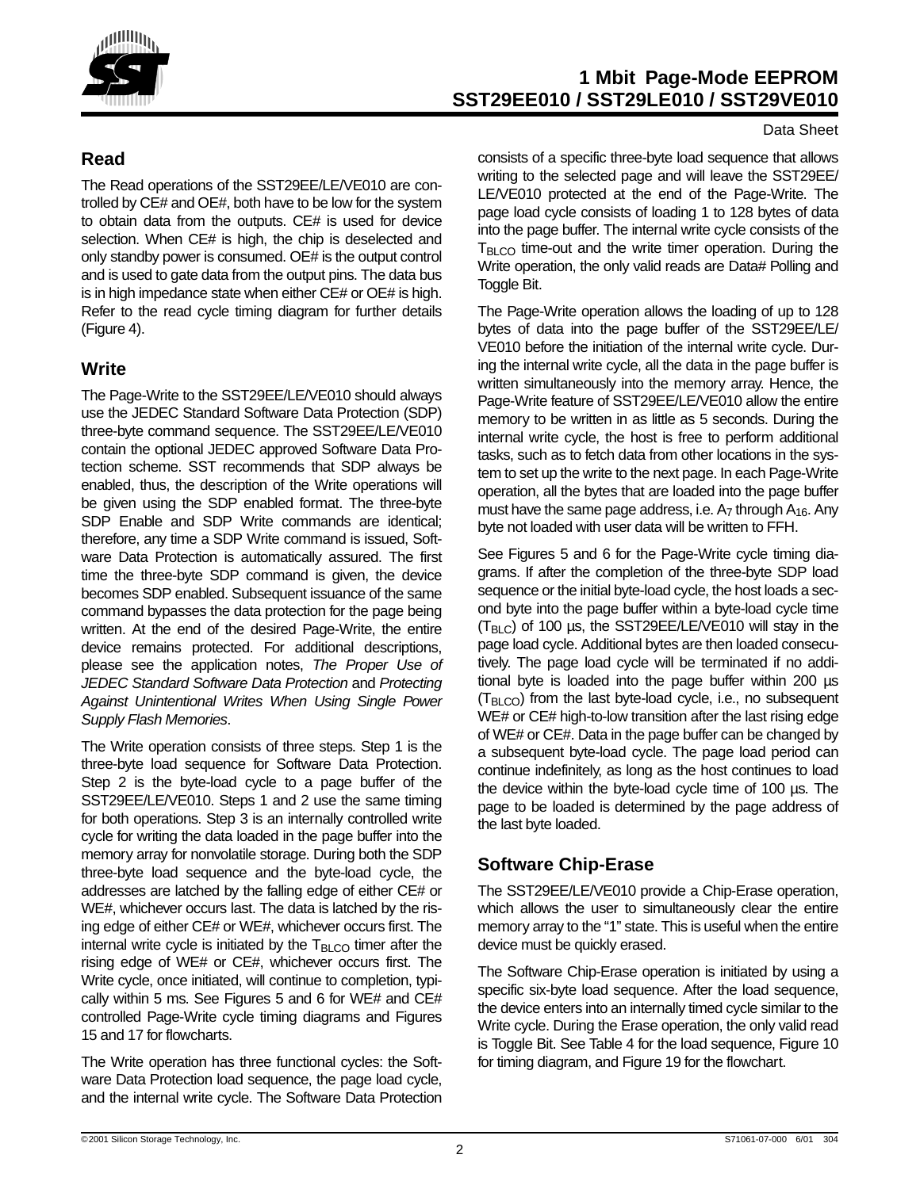## Read

The Read operations of the SST29EE/LE/VE010 are controlled by CE# and OE#, both have to be low for the system to obtain data from the outputs. CE# is used for device selection. When CE# is high, the chip is deselected and only standby power is consumed. OE# is the output control and is used to gate data from the output pins. The data bus is in high impedance state when either CE# or OE# is high. Refer to the read cycle timing diagram for further details (Figure 4).

## Write

The Page-Write to the SST29EE/LE/VE010 should always use the JEDEC Standard Software Data Protection (SDP) three-byte command sequence. The SST29EE/LE/VE010 contain the optional JEDEC approved Software Data Protection scheme. SST recommends that SDP always be enabled, thus, the description of the Write operations will be given using the SDP enabled format. The three-byte SDP Enable and SDP Write commands are identical; therefore, any time a SDP Write command is issued, Software Data Protection is automatically assured. The first time the three-byte SDP command is given, the device becomes SDP enabled. Subsequent issuance of the same command bypasses the data protection for the page being written. At the end of the desired Page-Write, the entire device remains protected. For additional descriptions, please see the application notes, *The Proper Use of JEDEC Standard Software Data Protection* and *Protecting Against Unintentional Writes When Using Single Power Supply Flash Memories*.

The Write operation consists of three steps. Step 1 is the three-byte load sequence for Software Data Protection. Step 2 is the byte-load cycle to a page buffer of the SST29EE/LE/VE010. Steps 1 and 2 use the same timing for both operations. Step 3 is an internally controlled write cycle for writing the data loaded in the page buffer into the memory array for nonvolatile storage. During both the SDP three-byte load sequence and the byte-load cycle, the addresses are latched by the falling edge of either CE# or WE#, whichever occurs last. The data is latched by the rising edge of either CE# or WE#, whichever occurs first. The internal write cycle is initiated by the $T_{BLCO}$ timer after the rising edge of WE# or CE#, whichever occurs first. The Write cycle, once initiated, will continue to completion, typically within 5 ms. See Figures 5 and 6 for WE# and CE# controlled Page-Write cycle timing diagrams and Figures 15 and 17 for flowcharts.

The Write operation has three functional cycles: the Software Data Protection load sequence, the page load cycle, and the internal write cycle. The Software Data Protection consists of a specific three-byte load sequence that allows writing to the selected page and will leave the SST29EE/LE/VE010 protected at the end of the Page-Write. The page load cycle consists of loading 1 to 128 bytes of data into the page buffer. The internal write cycle consists of the $T_{BLCO}$ time-out and the write timer operation. During the Write operation, the only valid reads are Data# Polling and Toggle Bit.

The Page-Write operation allows the loading of up to 128 bytes of data into the page buffer of the SST29EE/LE/VE010 before the initiation of the internal write cycle. During the internal write cycle, all the data in the page buffer is written simultaneously into the memory array. Hence, the Page-Write feature of SST29EE/LE/VE010 allow the entire memory to be written in as little as 5 seconds. During the internal write cycle, the host is free to perform additional tasks, such as to fetch data from other locations in the system to set up the write to the next page. In each Page-Write operation, all the bytes that are loaded into the page buffer must have the same page address, i.e. $A_7$ through $A_{16}$. Any byte not loaded with user data will be written to FFH.

See Figures 5 and 6 for the Page-Write cycle timing diagrams. If after the completion of the three-byte SDP load sequence or the initial byte-load cycle, the host loads a second byte into the page buffer within a byte-load cycle time ($T_{BLC}$) of 100 µs, the SST29EE/LE/VE010 will stay in the page load cycle. Additional bytes are then loaded consecutively. The page load cycle will be terminated if no additional byte is loaded into the page buffer within 200 µs ($T_{BLCO}$) from the last byte-load cycle, i.e., no subsequent WE# or CE# high-to-low transition after the last rising edge of WE# or CE#. Data in the page buffer can be changed by a subsequent byte-load cycle. The page load period can continue indefinitely, as long as the host continues to load the device within the byte-load cycle time of 100 µs. The page to be loaded is determined by the page address of the last byte loaded.

## Software Chip-Erase

The SST29EE/LE/VE010 provide a Chip-Erase operation, which allows the user to simultaneously clear the entire memory array to the "1" state. This is useful when the entire device must be quickly erased.

The Software Chip-Erase operation is initiated by using a specific six-byte load sequence. After the load sequence, the device enters into an internally timed cycle similar to the Write cycle. During the Erase operation, the only valid read is Toggle Bit. See Table 4 for the load sequence, Figure 10 for timing diagram, and Figure 19 for the flowchart.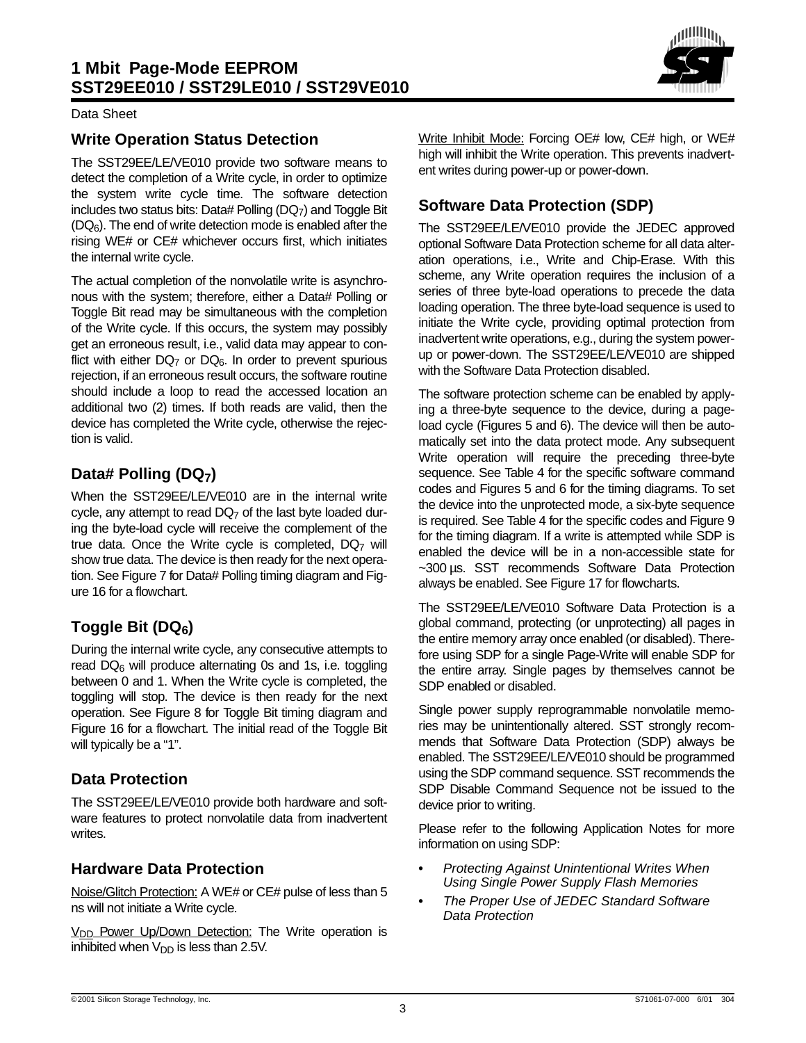## Write Operation Status Detection

The SST29EE/LE/VE010 provide two software means to detect the completion of a Write cycle, in order to optimize the system write cycle time. The software detection includes two status bits: Data# Polling ($DQ_7$) and Toggle Bit ($DQ_6$). The end of write detection mode is enabled after the rising WE# or CE# whichever occurs first, which initiates the internal write cycle.

The actual completion of the nonvolatile write is asynchronous with the system; therefore, either a Data# Polling or Toggle Bit read may be simultaneous with the completion of the Write cycle. If this occurs, the system may possibly get an erroneous result, i.e., valid data may appear to conflict with either $DQ_7$ or $DQ_6$. In order to prevent spurious rejection, if an erroneous result occurs, the software routine should include a loop to read the accessed location an additional two (2) times. If both reads are valid, then the device has completed the Write cycle, otherwise the rejection is valid.

## Data# Polling ($DQ_7$)

When the SST29EE/LE/VE010 are in the internal write cycle, any attempt to read $DQ_7$ of the last byte loaded during the byte-load cycle will receive the complement of the true data. Once the Write cycle is completed, $DQ_7$ will show true data. The device is then ready for the next operation. See Figure 7 for Data# Polling timing diagram and Figure 16 for a flowchart.

## Toggle Bit ($DQ_6$)

During the internal write cycle, any consecutive attempts to read $DQ_6$ will produce alternating 0s and 1s, i.e. toggling between 0 and 1. When the Write cycle is completed, the toggling will stop. The device is then ready for the next operation. See Figure 8 for Toggle Bit timing diagram and Figure 16 for a flowchart. The initial read of the Toggle Bit will typically be a "1".

## Data Protection

The SST29EE/LE/VE010 provide both hardware and software features to protect nonvolatile data from inadvertent writes.

## Hardware Data Protection

Noise/Glitch Protection: A WE# or CE# pulse of less than 5 ns will not initiate a Write cycle.

$V_{DD}$ Power Up/Down Detection: The Write operation is inhibited when $V_{DD}$ is less than 2.5V.

Write Inhibit Mode: Forcing OE# low, CE# high, or WE# high will inhibit the Write operation. This prevents inadvertent writes during power-up or power-down.

## Software Data Protection (SDP)

The SST29EE/LE/VE010 provide the JEDEC approved optional Software Data Protection scheme for all data alteration operations, i.e., Write and Chip-Erase. With this scheme, any Write operation requires the inclusion of a series of three byte-load operations to precede the data loading operation. The three byte-load sequence is used to initiate the Write cycle, providing optimal protection from inadvertent write operations, e.g., during the system power-up or power-down. The SST29EE/LE/VE010 are shipped with the Software Data Protection disabled.

The software protection scheme can be enabled by applying a three-byte sequence to the device, during a page-load cycle (Figures 5 and 6). The device will then be automatically set into the data protect mode. Any subsequent Write operation will require the preceding three-byte sequence. See Table 4 for the specific software command codes and Figures 5 and 6 for the timing diagrams. To set the device into the unprotected mode, a six-byte sequence is required. See Table 4 for the specific codes and Figure 9 for the timing diagram. If a write is attempted while SDP is enabled the device will be in a non-accessible state for ~300 µs. SST recommends Software Data Protection always be enabled. See Figure 17 for flowcharts.

The SST29EE/LE/VE010 Software Data Protection is a global command, protecting (or unprotecting) all pages in the entire memory array once enabled (or disabled). Therefore using SDP for a single Page-Write will enable SDP for the entire array. Single pages by themselves cannot be SDP enabled or disabled.

Single power supply reprogrammable nonvolatile memories may be unintentionally altered. SST strongly recommends that Software Data Protection (SDP) always be enabled. The SST29EE/LE/VE010 should be programmed using the SDP command sequence. SST recommends the SDP Disable Command Sequence not be issued to the device prior to writing.

Please refer to the following Application Notes for more information on using SDP:

- *Protecting Against Unintentional Writes When Using Single Power Supply Flash Memories*
- *The Proper Use of JEDEC Standard Software Data Protection*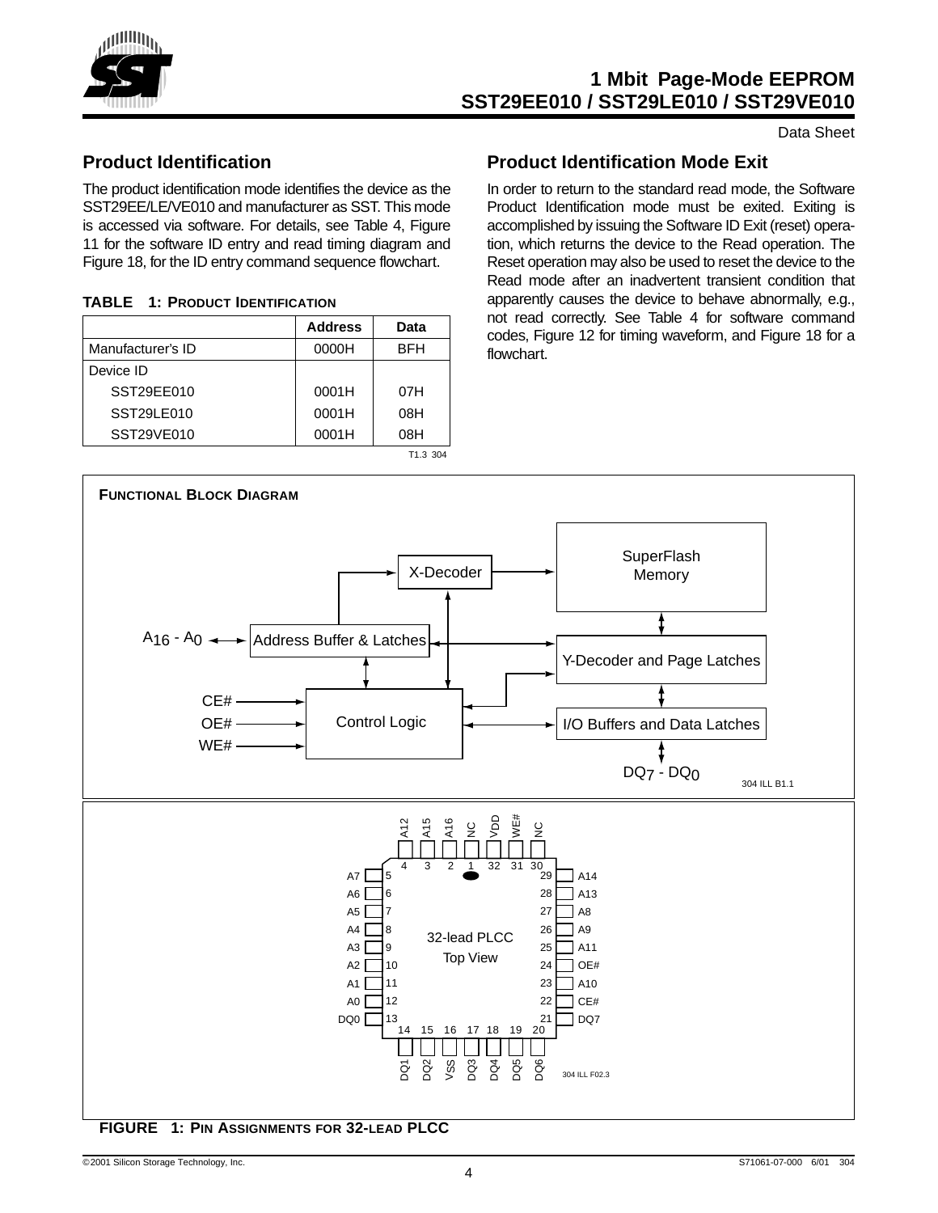## Product Identification

The product identification mode identifies the device as the SST29EE/LE/VE010 and manufacturer as SST. This mode is accessed via software. For details, see Table 4, Figure 11 for the software ID entry and read timing diagram and Figure 18, for the ID entry command sequence flowchart.

**TABLE 1: PRODUCT IDENTIFICATION**

| | Address | Data |
|---|---|---|
| Manufacturer's ID | 0000H | BFH |
| Device ID | | |
| SST29EE010 | 0001H | 07H |
| SST29LE010 | 0001H | 08H |
| SST29VE010 | 0001H | 08H |

T1.3 304

## Product Identification Mode Exit

In order to return to the standard read mode, the Software Product Identification mode must be exited. Exiting is accomplished by issuing the Software ID Exit (reset) operation, which returns the device to the Read operation. The Reset operation may also be used to reset the device to the Read mode after an inadvertent transient condition that apparently causes the device to behave abnormally, e.g., not read correctly. See Table 4 for software command codes, Figure 12 for timing waveform, and Figure 18 for a flowchart.

**FUNCTIONAL BLOCK DIAGRAM**

SuperFlash Memory
X-Decoder
$A_{16}$ - $A_0$
Address Buffer & Latches
Y-Decoder and Page Latches
CE#
OE#
WE#
Control Logic
I/O Buffers and Data Latches
$DQ_7$ - $DQ_0$

304 ILL B1.1

A12 A15 A16 NC VDD WE# NC
4 3 2 1 32 31 30
A7 5, A6 6, A5 7, A4 8, A3 9, A2 10, A1 11, A0 12, DQ0 13
29 A14, 28 A13, 27 A8, 26 A9, 25 A11, 24 OE#, 23 A10, 22 CE#, 21 DQ7
32-lead PLCC
Top View
14 15 16 17 18 19 20
DQ1 DQ2 VSS DQ3 DQ4 DQ5 DQ6

304 ILL F02.3

**FIGURE 1: PIN ASSIGNMENTS FOR 32-LEAD PLCC**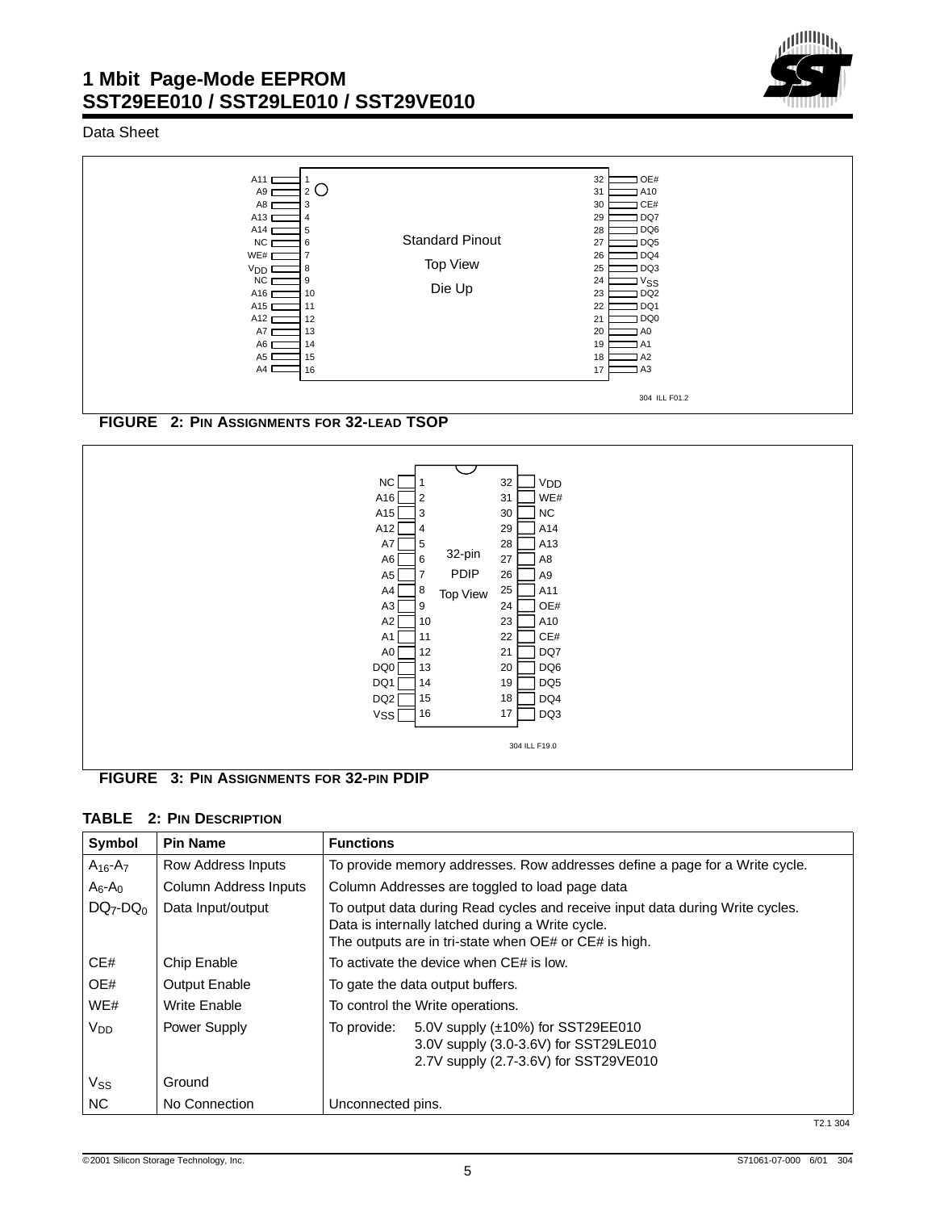FIGURE 2: PIN ASSIGNMENTS FOR 32-LEAD TSOP

FIGURE 3: PIN ASSIGNMENTS FOR 32-PIN PDIP

**TABLE 2: PIN DESCRIPTION**

| Symbol | Pin Name | Functions |
|---|---|---|
| $A_{16}$-$A_7$ | Row Address Inputs | To provide memory addresses. Row addresses define a page for a Write cycle. |
| $A_6$-$A_0$ | Column Address Inputs | Column Addresses are toggled to load page data |
| $DQ_7$-$DQ_0$ | Data Input/output | To output data during Read cycles and receive input data during Write cycles. Data is internally latched during a Write cycle. The outputs are in tri-state when OE# or CE# is high. |
| CE# | Chip Enable | To activate the device when CE# is low. |
| OE# | Output Enable | To gate the data output buffers. |
| WE# | Write Enable | To control the Write operations. |
| $V_{DD}$ | Power Supply | To provide: 5.0V supply (±10%) for SST29EE010; 3.0V supply (3.0-3.6V) for SST29LE010; 2.7V supply (2.7-3.6V) for SST29VE010 |
| $V_{SS}$ | Ground | |
| NC | No Connection | Unconnected pins. |

T2.1 304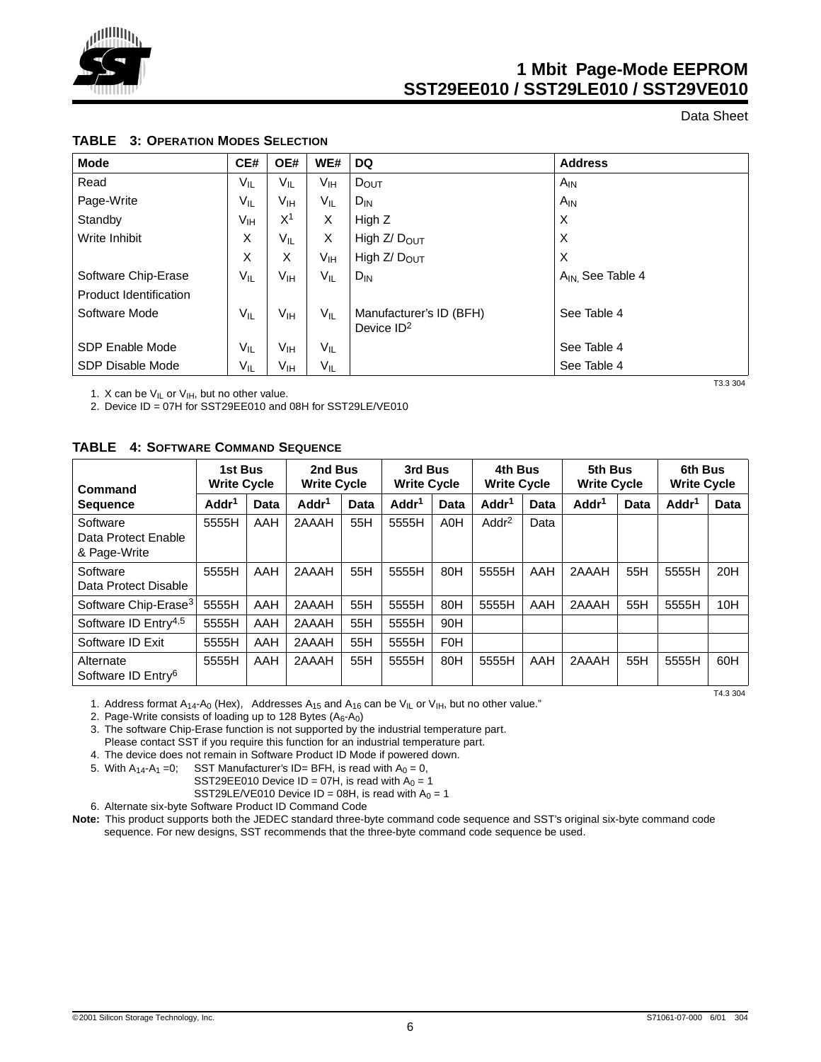Data Sheet

**TABLE 3: OPERATION MODES SELECTION**

| Mode | CE# | OE# | WE# | DQ | Address |
|---|---|---|---|---|---|
| Read | $V_{IL}$ | $V_{IL}$ | $V_{IH}$ | $D_{OUT}$ | $A_{IN}$ |
| Page-Write | $V_{IL}$ | $V_{IH}$ | $V_{IL}$ | $D_{IN}$ | $A_{IN}$ |
| Standby | $V_{IH}$ | X[1] | X | High Z | X |
| Write Inhibit | X | $V_{IL}$ | X | High Z/ $D_{OUT}$ | X |
| | X | X | $V_{IH}$ | High Z/ $D_{OUT}$ | X |
| Software Chip-Erase | $V_{IL}$ | $V_{IH}$ | $V_{IL}$ | $D_{IN}$ | $A_{IN}$, See Table 4 |
| Product Identification | | | | | |
| Software Mode | $V_{IL}$ | $V_{IH}$ | $V_{IL}$ | Manufacturer's ID (BFH) Device ID[2] | See Table 4 |
| SDP Enable Mode | $V_{IL}$ | $V_{IH}$ | $V_{IL}$ | | See Table 4 |
| SDP Disable Mode | $V_{IL}$ | $V_{IH}$ | $V_{IL}$ | | See Table 4 |

T3.3 304

1. X can be $V_{IL}$ or $V_{IH}$, but no other value.
2. Device ID = 07H for SST29EE010 and 08H for SST29LE/VE010

**TABLE 4: SOFTWARE COMMAND SEQUENCE**

| Command Sequence | 1st Bus Write Cycle | | 2nd Bus Write Cycle | | 3rd Bus Write Cycle | | 4th Bus Write Cycle | | 5th Bus Write Cycle | | 6th Bus Write Cycle | |
|---|---|---|---|---|---|---|---|---|---|---|---|---|
| | Addr[1] | Data | Addr[1] | Data | Addr[1] | Data | Addr[1] | Data | Addr[1] | Data | Addr[1] | Data |
| Software Data Protect Enable & Page-Write | 5555H | AAH | 2AAAH | 55H | 5555H | A0H | Addr[2] | Data | | | | |
| Software Data Protect Disable | 5555H | AAH | 2AAAH | 55H | 5555H | 80H | 5555H | AAH | 2AAAH | 55H | 5555H | 20H |
| Software Chip-Erase[3] | 5555H | AAH | 2AAAH | 55H | 5555H | 80H | 5555H | AAH | 2AAAH | 55H | 5555H | 10H |
| Software ID Entry[4,5] | 5555H | AAH | 2AAAH | 55H | 5555H | 90H | | | | | | |
| Software ID Exit | 5555H | AAH | 2AAAH | 55H | 5555H | F0H | | | | | | |
| Alternate Software ID Entry[6] | 5555H | AAH | 2AAAH | 55H | 5555H | 80H | 5555H | AAH | 2AAAH | 55H | 5555H | 60H |

T4.3 304

1. Address format $A_{14}$-$A_0$ (Hex), Addresses $A_{15}$ and $A_{16}$ can be $V_{IL}$ or $V_{IH}$, but no other value."
2. Page-Write consists of loading up to 128 Bytes ($A_6$-$A_0$)
3. The software Chip-Erase function is not supported by the industrial temperature part. Please contact SST if you require this function for an industrial temperature part.
4. The device does not remain in Software Product ID Mode if powered down.
5. With $A_{14}$-$A_1$ =0; SST Manufacturer's ID= BFH, is read with $A_0$ = 0,
   SST29EE010 Device ID = 07H, is read with $A_0$ = 1
   SST29LE/VE010 Device ID = 08H, is read with $A_0$ = 1
6. Alternate six-byte Software Product ID Command Code

**Note:** This product supports both the JEDEC standard three-byte command code sequence and SST's original six-byte command code sequence. For new designs, SST recommends that the three-byte command code sequence be used.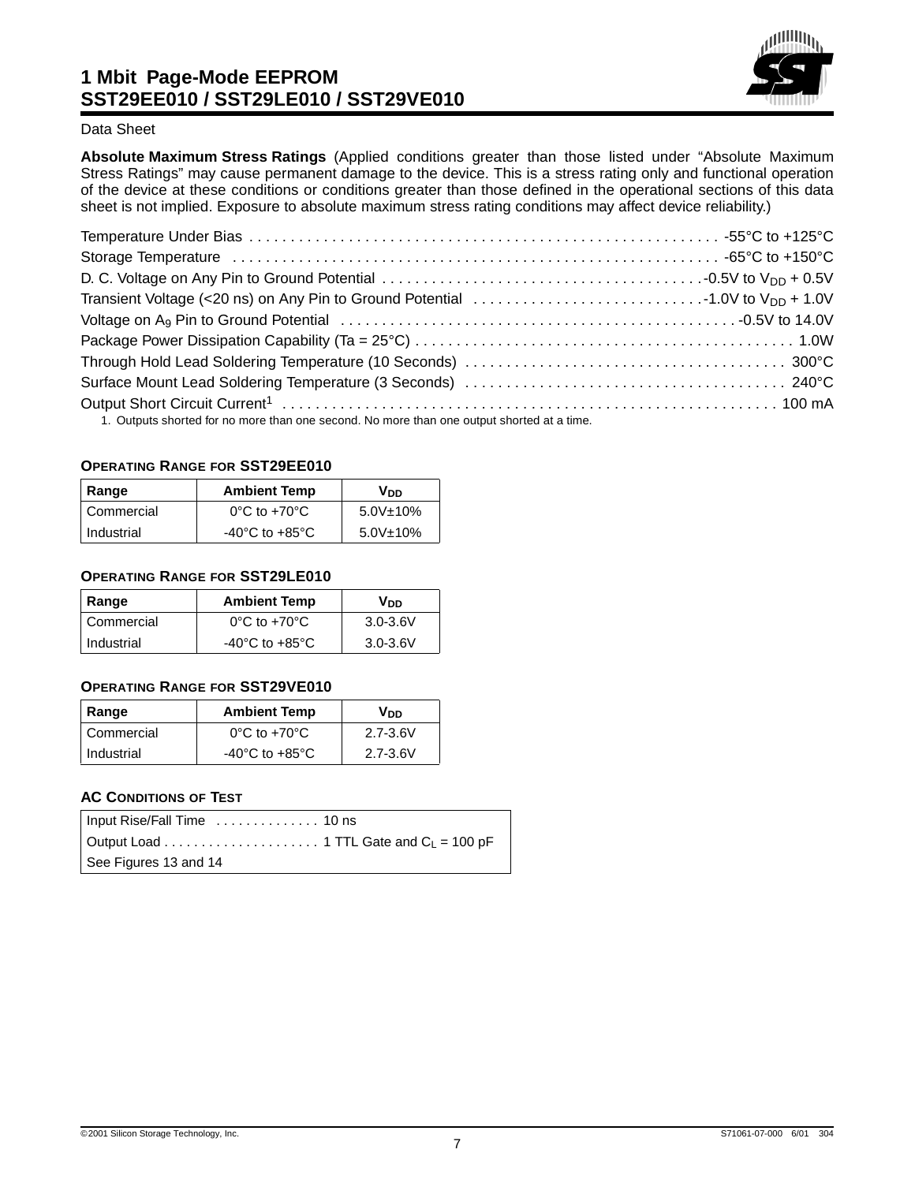Data Sheet

**Absolute Maximum Stress Ratings** (Applied conditions greater than those listed under “Absolute Maximum Stress Ratings” may cause permanent damage to the device. This is a stress rating only and functional operation of the device at these conditions or conditions greater than those defined in the operational sections of this data sheet is not implied. Exposure to absolute maximum stress rating conditions may affect device reliability.)

Temperature Under Bias . . . . . . . . . . . . . . . . . . . . . . . . . . . . . . . . . . . . . . . . . . . . . . . . . . . . . . . . -55°C to +125°C
Storage Temperature . . . . . . . . . . . . . . . . . . . . . . . . . . . . . . . . . . . . . . . . . . . . . . . . . . . . . . . . . . . -65°C to +150°C
D. C. Voltage on Any Pin to Ground Potential . . . . . . . . . . . . . . . . . . . . . . . . . . . . . . . . . . . . . . -0.5V to $V_{DD}$ + 0.5V
Transient Voltage (<20 ns) on Any Pin to Ground Potential . . . . . . . . . . . . . . . . . . . . . . . . . . . . -1.0V to $V_{DD}$ + 1.0V
Voltage on $A_9$ Pin to Ground Potential . . . . . . . . . . . . . . . . . . . . . . . . . . . . . . . . . . . . . . . . . . . . . . . . -0.5V to 14.0V
Package Power Dissipation Capability (Ta = 25°C) . . . . . . . . . . . . . . . . . . . . . . . . . . . . . . . . . . . . . . . . . . . . . 1.0W
Through Hold Lead Soldering Temperature (10 Seconds) . . . . . . . . . . . . . . . . . . . . . . . . . . . . . . . . . . . . . . 300°C
Surface Mount Lead Soldering Temperature (3 Seconds) . . . . . . . . . . . . . . . . . . . . . . . . . . . . . . . . . . . . . . 240°C
Output Short Circuit Current[1] . . . . . . . . . . . . . . . . . . . . . . . . . . . . . . . . . . . . . . . . . . . . . . . . . . . . . . . . . . . . 100 mA

1. Outputs shorted for no more than one second. No more than one output shorted at a time.

**OPERATING RANGE FOR SST29EE010**

| Range | Ambient Temp | $V_{DD}$ |
|---|---|---|
| Commercial | 0°C to +70°C | 5.0V±10% |
| Industrial | -40°C to +85°C | 5.0V±10% |

**OPERATING RANGE FOR SST29LE010**

| Range | Ambient Temp | $V_{DD}$ |
|---|---|---|
| Commercial | 0°C to +70°C | 3.0-3.6V |
| Industrial | -40°C to +85°C | 3.0-3.6V |

**OPERATING RANGE FOR SST29VE010**

| Range | Ambient Temp | $V_{DD}$ |
|---|---|---|
| Commercial | 0°C to +70°C | 2.7-3.6V |
| Industrial | -40°C to +85°C | 2.7-3.6V |

**AC CONDITIONS OF TEST**

| |
|---|
| Input Rise/Fall Time . . . . . . . . . . . . . . 10 ns |
| Output Load . . . . . . . . . . . . . . . . . . . . 1 TTL Gate and $C_L$ = 100 pF |
| See Figures 13 and 14 |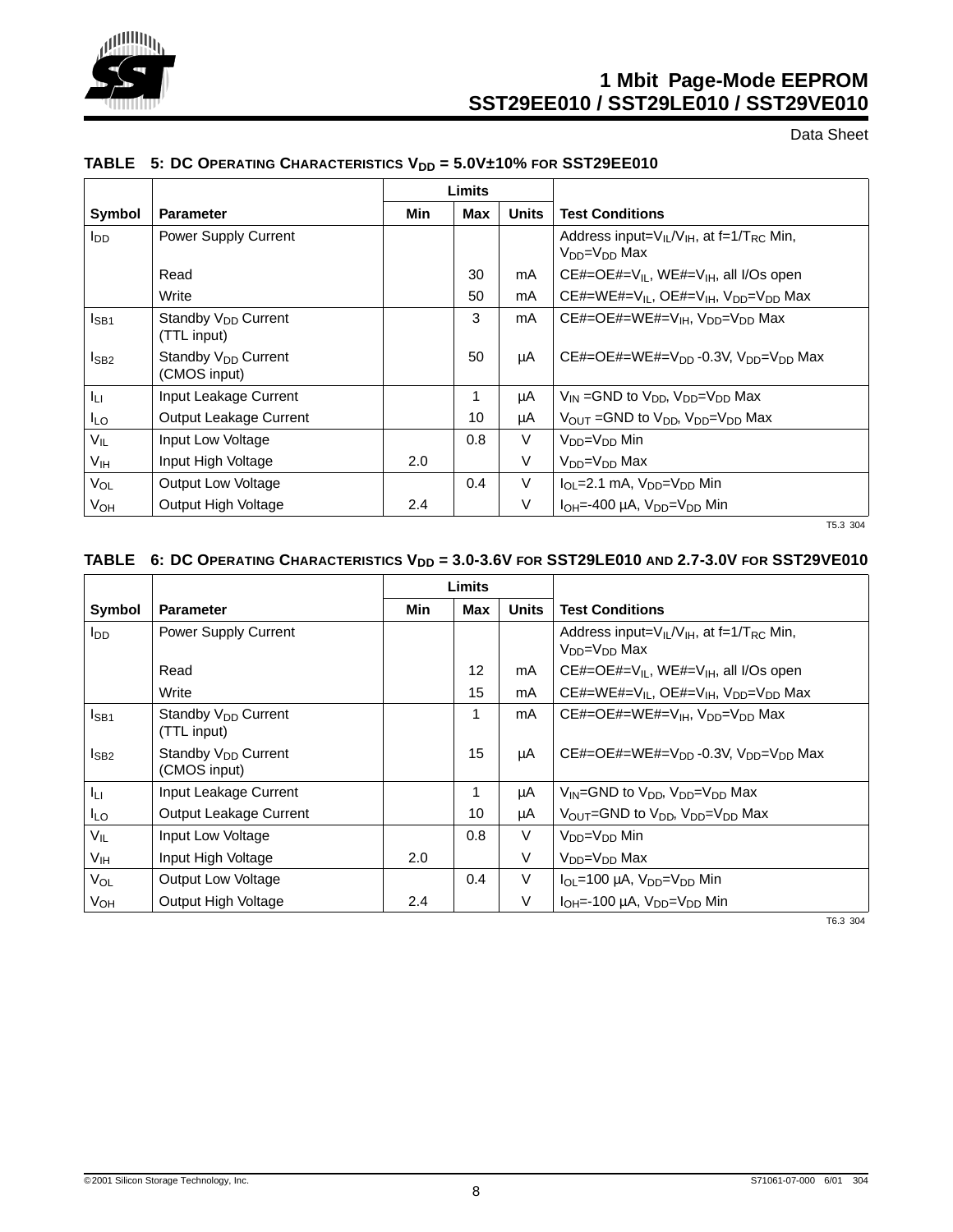Data Sheet

**TABLE 5: DC Operating Characteristics $V_{DD}$ = 5.0V±10% for SST29EE010**

| | | Limits | | | |
|---|---|---|---|---|---|
| Symbol | Parameter | Min | Max | Units | Test Conditions |
| $I_{DD}$ | Power Supply Current | | | | Address input=$V_{IL}$/$V_{IH}$, at f=1/$T_{RC}$ Min, $V_{DD}$=$V_{DD}$ Max |
| | Read | | 30 | mA | CE#=OE#=$V_{IL}$, WE#=$V_{IH}$, all I/Os open |
| | Write | | 50 | mA | CE#=WE#=$V_{IL}$, OE#=$V_{IH}$, $V_{DD}$=$V_{DD}$ Max |
| $I_{SB1}$ | Standby $V_{DD}$ Current (TTL input) | | 3 | mA | CE#=OE#=WE#=$V_{IH}$, $V_{DD}$=$V_{DD}$ Max |
| $I_{SB2}$ | Standby $V_{DD}$ Current (CMOS input) | | 50 | µA | CE#=OE#=WE#=$V_{DD}$ -0.3V, $V_{DD}$=$V_{DD}$ Max |
| $I_{LI}$ | Input Leakage Current | | 1 | µA | $V_{IN}$ =GND to $V_{DD}$, $V_{DD}$=$V_{DD}$ Max |
| $I_{LO}$ | Output Leakage Current | | 10 | µA | $V_{OUT}$ =GND to $V_{DD}$, $V_{DD}$=$V_{DD}$ Max |
| $V_{IL}$ | Input Low Voltage | | 0.8 | V | $V_{DD}$=$V_{DD}$ Min |
| $V_{IH}$ | Input High Voltage | 2.0 | | V | $V_{DD}$=$V_{DD}$ Max |
| $V_{OL}$ | Output Low Voltage | | 0.4 | V | $I_{OL}$=2.1 mA, $V_{DD}$=$V_{DD}$ Min |
| $V_{OH}$ | Output High Voltage | 2.4 | | V | $I_{OH}$=-400 µA, $V_{DD}$=$V_{DD}$ Min |

T5.3 304

**TABLE 6: DC Operating Characteristics $V_{DD}$ = 3.0-3.6V for SST29LE010 and 2.7-3.0V for SST29VE010**

| | | Limits | | | |
|---|---|---|---|---|---|
| Symbol | Parameter | Min | Max | Units | Test Conditions |
| $I_{DD}$ | Power Supply Current | | | | Address input=$V_{IL}$/$V_{IH}$, at f=1/$T_{RC}$ Min, $V_{DD}$=$V_{DD}$ Max |
| | Read | | 12 | mA | CE#=OE#=$V_{IL}$, WE#=$V_{IH}$, all I/Os open |
| | Write | | 15 | mA | CE#=WE#=$V_{IL}$, OE#=$V_{IH}$, $V_{DD}$=$V_{DD}$ Max |
| $I_{SB1}$ | Standby $V_{DD}$ Current (TTL input) | | 1 | mA | CE#=OE#=WE#=$V_{IH}$, $V_{DD}$=$V_{DD}$ Max |
| $I_{SB2}$ | Standby $V_{DD}$ Current (CMOS input) | | 15 | µA | CE#=OE#=WE#=$V_{DD}$ -0.3V, $V_{DD}$=$V_{DD}$ Max |
| $I_{LI}$ | Input Leakage Current | | 1 | µA | $V_{IN}$=GND to $V_{DD}$, $V_{DD}$=$V_{DD}$ Max |
| $I_{LO}$ | Output Leakage Current | | 10 | µA | $V_{OUT}$=GND to $V_{DD}$, $V_{DD}$=$V_{DD}$ Max |
| $V_{IL}$ | Input Low Voltage | | 0.8 | V | $V_{DD}$=$V_{DD}$ Min |
| $V_{IH}$ | Input High Voltage | 2.0 | | V | $V_{DD}$=$V_{DD}$ Max |
| $V_{OL}$ | Output Low Voltage | | 0.4 | V | $I_{OL}$=100 µA, $V_{DD}$=$V_{DD}$ Min |
| $V_{OH}$ | Output High Voltage | 2.4 | | V | $I_{OH}$=-100 µA, $V_{DD}$=$V_{DD}$ Min |

T6.3 304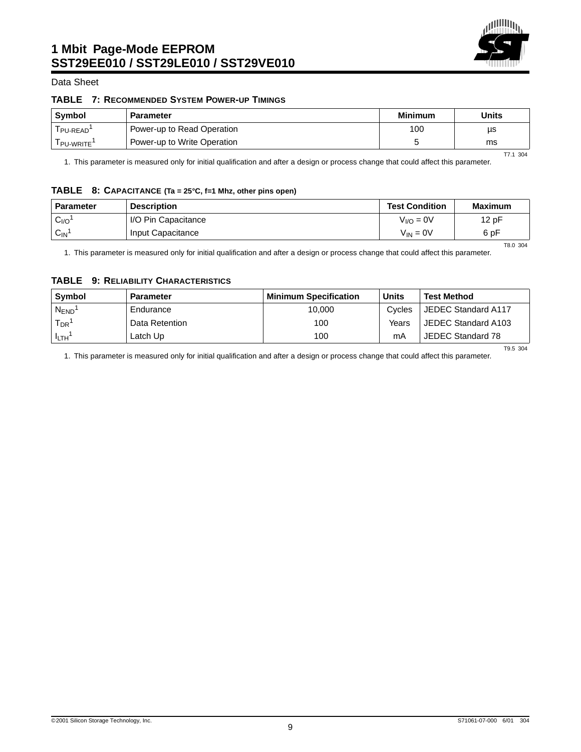#### TABLE 7: RECOMMENDED SYSTEM POWER-UP TIMINGS

| Symbol | Parameter | Minimum | Units |
|---|---|---|---|
| $T_{PU-READ}$[1] | Power-up to Read Operation | 100 | µs |
| $T_{PU-WRITE}$[1] | Power-up to Write Operation | 5 | ms |

T7.1 304

1. This parameter is measured only for initial qualification and after a design or process change that could affect this parameter.

#### TABLE 8: CAPACITANCE (Ta = 25°C, f=1 Mhz, other pins open)

| Parameter | Description | Test Condition | Maximum |
|---|---|---|---|
| $C_{I/O}$[1] | I/O Pin Capacitance | $V_{I/O}$ = 0V | 12 pF |
| $C_{IN}$[1] | Input Capacitance | $V_{IN}$ = 0V | 6 pF |

T8.0 304

1. This parameter is measured only for initial qualification and after a design or process change that could affect this parameter.

#### TABLE 9: RELIABILITY CHARACTERISTICS

| Symbol | Parameter | Minimum Specification | Units | Test Method |
|---|---|---|---|---|
| $N_{END}$[1] | Endurance | 10,000 | Cycles | JEDEC Standard A117 |
| $T_{DR}$[1] | Data Retention | 100 | Years | JEDEC Standard A103 |
| $I_{LTH}$[1] | Latch Up | 100 | mA | JEDEC Standard 78 |

T9.5 304

1. This parameter is measured only for initial qualification and after a design or process change that could affect this parameter.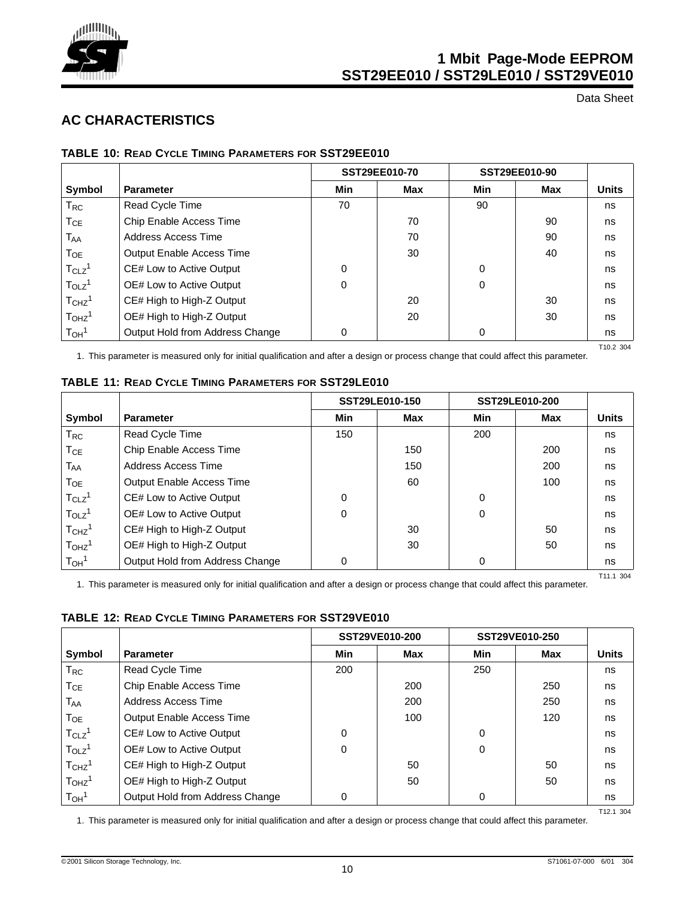## AC CHARACTERISTICS

### TABLE 10: READ CYCLE TIMING PARAMETERS FOR SST29EE010

| | | SST29EE010-70 | | SST29EE010-90 | | |
|---|---|---|---|---|---|---|
| **Symbol** | **Parameter** | **Min** | **Max** | **Min** | **Max** | **Units** |
| $T_{RC}$ | Read Cycle Time | 70 | | 90 | | ns |
| $T_{CE}$ | Chip Enable Access Time | | 70 | | 90 | ns |
| $T_{AA}$ | Address Access Time | | 70 | | 90 | ns |
| $T_{OE}$ | Output Enable Access Time | | 30 | | 40 | ns |
| $T_{CLZ}$[1] | CE# Low to Active Output | 0 | | 0 | | ns |
| $T_{OLZ}$[1] | OE# Low to Active Output | 0 | | 0 | | ns |
| $T_{CHZ}$[1] | CE# High to High-Z Output | | 20 | | 30 | ns |
| $T_{OHZ}$[1] | OE# High to High-Z Output | | 20 | | 30 | ns |
| $T_{OH}$[1] | Output Hold from Address Change | 0 | | 0 | | ns |

T10.2 304

1. This parameter is measured only for initial qualification and after a design or process change that could affect this parameter.

### TABLE 11: READ CYCLE TIMING PARAMETERS FOR SST29LE010

| | | SST29LE010-150 | | SST29LE010-200 | | |
|---|---|---|---|---|---|---|
| **Symbol** | **Parameter** | **Min** | **Max** | **Min** | **Max** | **Units** |
| $T_{RC}$ | Read Cycle Time | 150 | | 200 | | ns |
| $T_{CE}$ | Chip Enable Access Time | | 150 | | 200 | ns |
| $T_{AA}$ | Address Access Time | | 150 | | 200 | ns |
| $T_{OE}$ | Output Enable Access Time | | 60 | | 100 | ns |
| $T_{CLZ}$[1] | CE# Low to Active Output | 0 | | 0 | | ns |
| $T_{OLZ}$[1] | OE# Low to Active Output | 0 | | 0 | | ns |
| $T_{CHZ}$[1] | CE# High to High-Z Output | | 30 | | 50 | ns |
| $T_{OHZ}$[1] | OE# High to High-Z Output | | 30 | | 50 | ns |
| $T_{OH}$[1] | Output Hold from Address Change | 0 | | 0 | | ns |

T11.1 304

1. This parameter is measured only for initial qualification and after a design or process change that could affect this parameter.

### TABLE 12: READ CYCLE TIMING PARAMETERS FOR SST29VE010

| | | SST29VE010-200 | | SST29VE010-250 | | |
|---|---|---|---|---|---|---|
| **Symbol** | **Parameter** | **Min** | **Max** | **Min** | **Max** | **Units** |
| $T_{RC}$ | Read Cycle Time | 200 | | 250 | | ns |
| $T_{CE}$ | Chip Enable Access Time | | 200 | | 250 | ns |
| $T_{AA}$ | Address Access Time | | 200 | | 250 | ns |
| $T_{OE}$ | Output Enable Access Time | | 100 | | 120 | ns |
| $T_{CLZ}$[1] | CE# Low to Active Output | 0 | | 0 | | ns |
| $T_{OLZ}$[1] | OE# Low to Active Output | 0 | | 0 | | ns |
| $T_{CHZ}$[1] | CE# High to High-Z Output | | 50 | | 50 | ns |
| $T_{OHZ}$[1] | OE# High to High-Z Output | | 50 | | 50 | ns |
| $T_{OH}$[1] | Output Hold from Address Change | 0 | | 0 | | ns |

T12.1 304

1. This parameter is measured only for initial qualification and after a design or process change that could affect this parameter.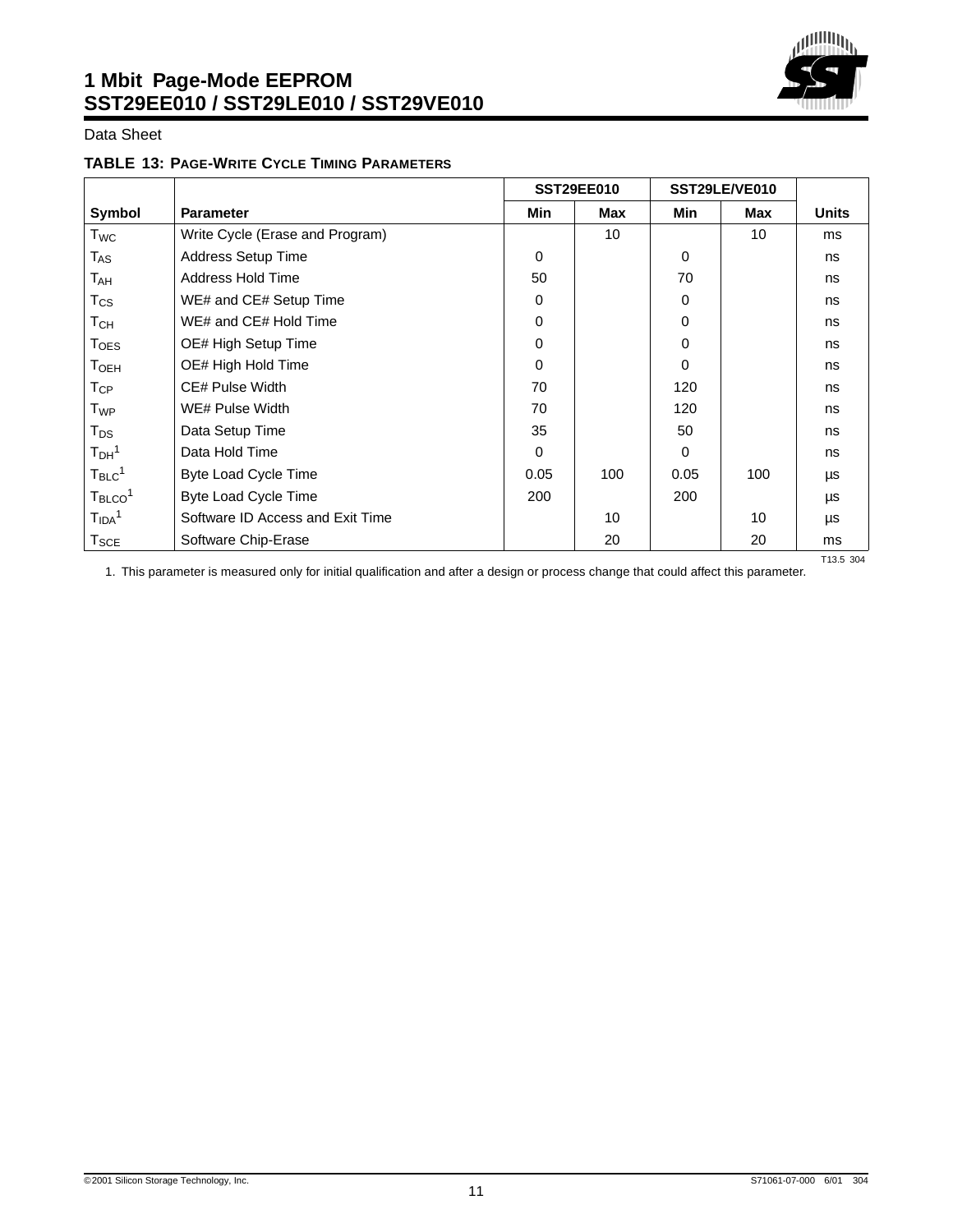Data Sheet

**TABLE 13: PAGE-WRITE CYCLE TIMING PARAMETERS**

| | | SST29EE010 | | SST29LE/VE010 | | |
|---|---|---|---|---|---|---|
| Symbol | Parameter | Min | Max | Min | Max | Units |
| $T_{WC}$ | Write Cycle (Erase and Program) | | 10 | | 10 | ms |
| $T_{AS}$ | Address Setup Time | 0 | | 0 | | ns |
| $T_{AH}$ | Address Hold Time | 50 | | 70 | | ns |
| $T_{CS}$ | WE# and CE# Setup Time | 0 | | 0 | | ns |
| $T_{CH}$ | WE# and CE# Hold Time | 0 | | 0 | | ns |
| $T_{OES}$ | OE# High Setup Time | 0 | | 0 | | ns |
| $T_{OEH}$ | OE# High Hold Time | 0 | | 0 | | ns |
| $T_{CP}$ | CE# Pulse Width | 70 | | 120 | | ns |
| $T_{WP}$ | WE# Pulse Width | 70 | | 120 | | ns |
| $T_{DS}$ | Data Setup Time | 35 | | 50 | | ns |
| $T_{DH}$[1] | Data Hold Time | 0 | | 0 | | ns |
| $T_{BLC}$[1] | Byte Load Cycle Time | 0.05 | 100 | 0.05 | 100 | µs |
| $T_{BLCO}$[1] | Byte Load Cycle Time | 200 | | 200 | | µs |
| $T_{IDA}$[1] | Software ID Access and Exit Time | | 10 | | 10 | µs |
| $T_{SCE}$ | Software Chip-Erase | | 20 | | 20 | ms |

T13.5 304

1. This parameter is measured only for initial qualification and after a design or process change that could affect this parameter.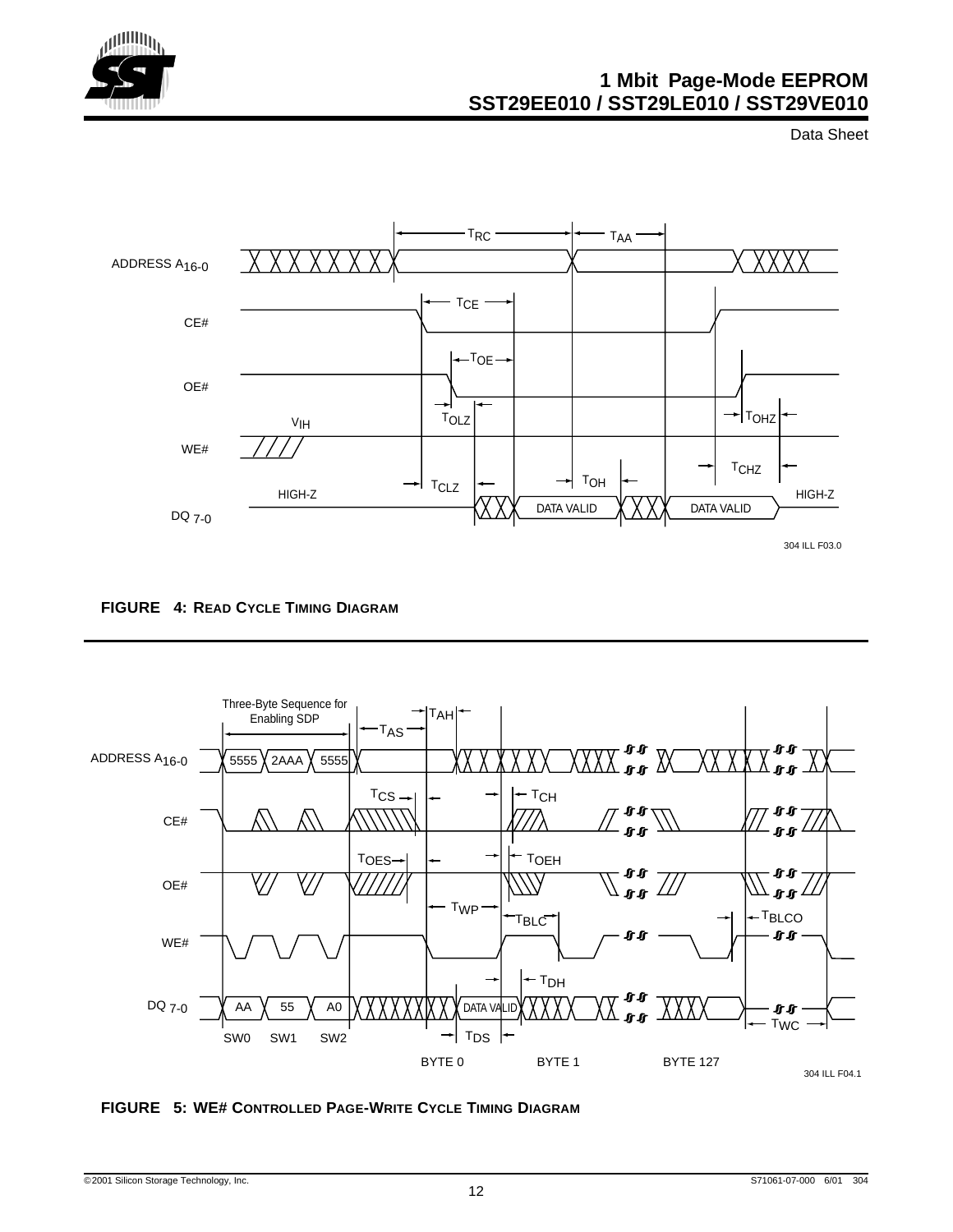ADDRESS $A_{16-0}$

CE#

OE#

WE#

$DQ_{7-0}$

$T_{RC}$

$T_{AA}$

$T_{CE}$

$T_{OE}$

$T_{OLZ}$

$T_{OHZ}$

$V_{IH}$

$T_{CHZ}$

$T_{CLZ}$

$T_{OH}$

HIGH-Z

DATA VALID

DATA VALID

HIGH-Z

304 ILL F03.0

**FIGURE 4: READ CYCLE TIMING DIAGRAM**

Three-Byte Sequence for Enabling SDP

ADDRESS $A_{16-0}$

5555

2AAA

5555

$T_{AH}$

$T_{AS}$

$T_{CS}$

$T_{CH}$

CE#

$T_{OES}$

$T_{OEH}$

OE#

$T_{WP}$

$T_{BLC}$

$T_{BLCO}$

WE#

$T_{DH}$

$DQ_{7-0}$

AA

55

A0

DATA VALID

$T_{WC}$

SW0

SW1

SW2

$T_{DS}$

BYTE 0

BYTE 1

BYTE 127

304 ILL F04.1

**FIGURE 5: WE# CONTROLLED PAGE-WRITE CYCLE TIMING DIAGRAM**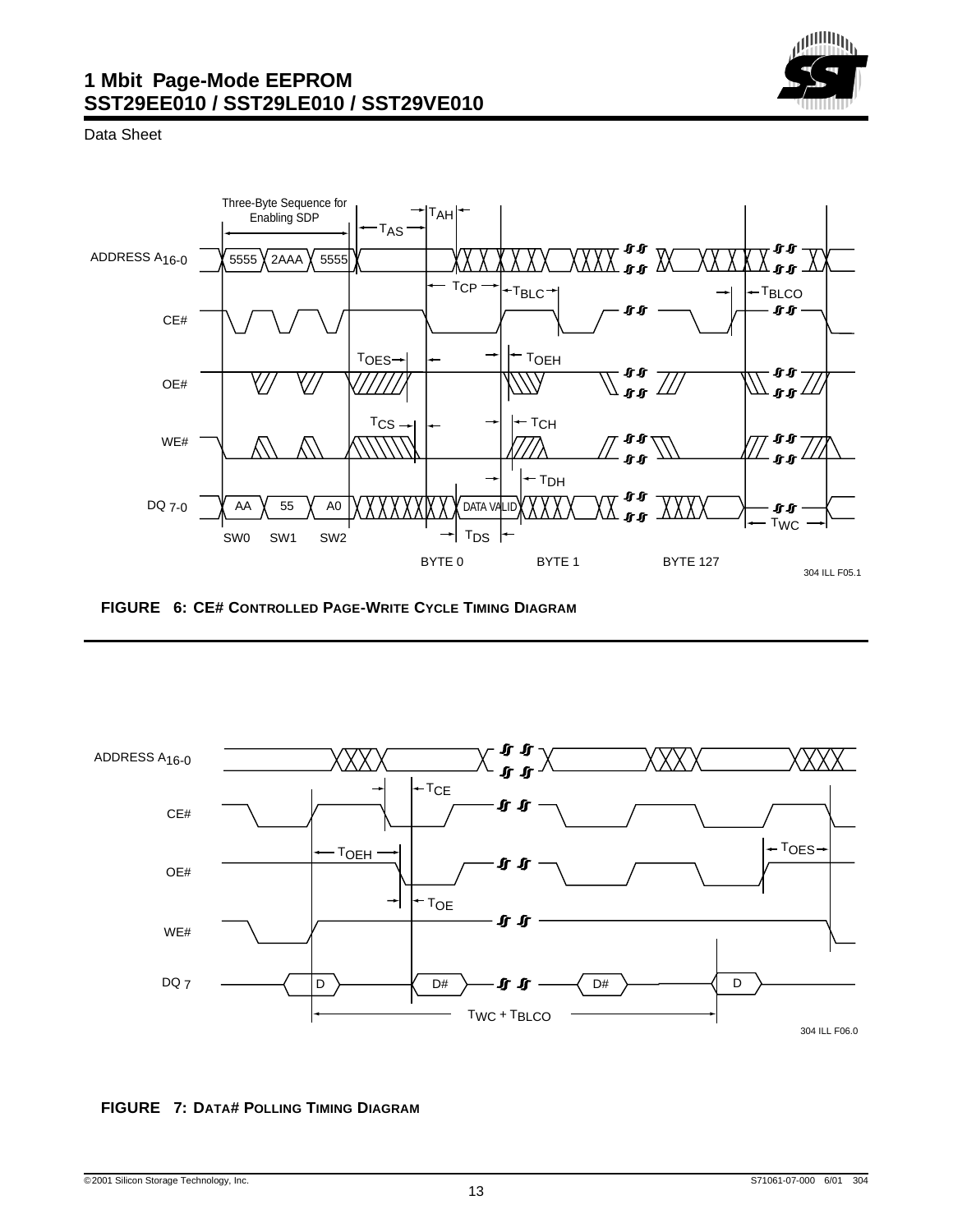FIGURE 6: CE# CONTROLLED PAGE-WRITE CYCLE TIMING DIAGRAM

FIGURE 7: DATA# POLLING TIMING DIAGRAM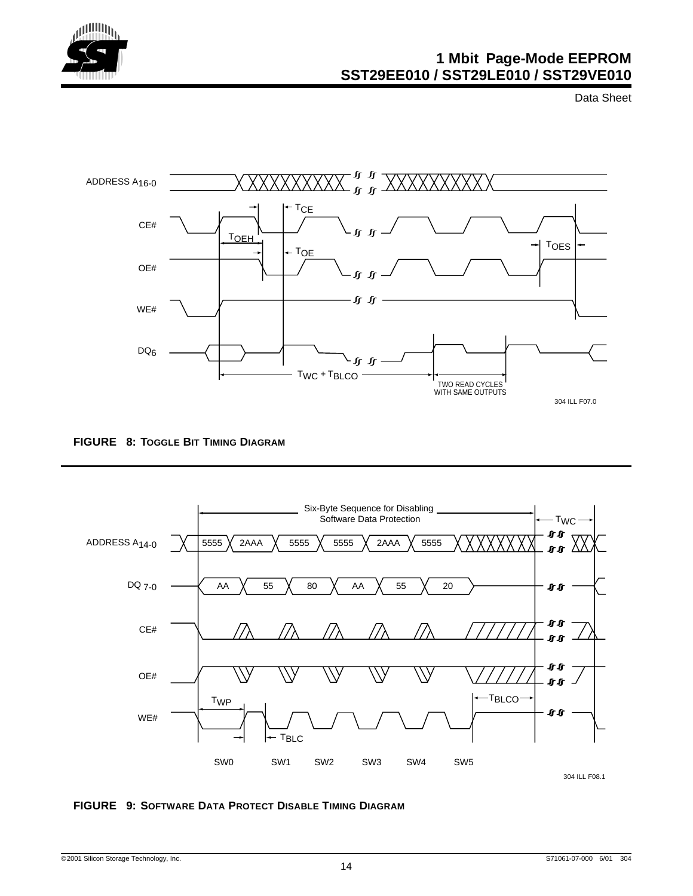ADDRESS A16-0

CE#

OE#

WE#

DQ6

TCE

TOEH

TOE

TOES

TWC + TBLCO

TWO READ CYCLES WITH SAME OUTPUTS

304 ILL F07.0

**FIGURE 8: TOGGLE BIT TIMING DIAGRAM**

Six-Byte Sequence for Disabling Software Data Protection

TWC

ADDRESS A14-0

5555 2AAA 5555 5555 2AAA 5555

DQ 7-0

AA 55 80 AA 55 20

CE#

OE#

WE#

TWP

TBLCO

TBLC

SW0 SW1 SW2 SW3 SW4 SW5

304 ILL F08.1

**FIGURE 9: SOFTWARE DATA PROTECT DISABLE TIMING DIAGRAM**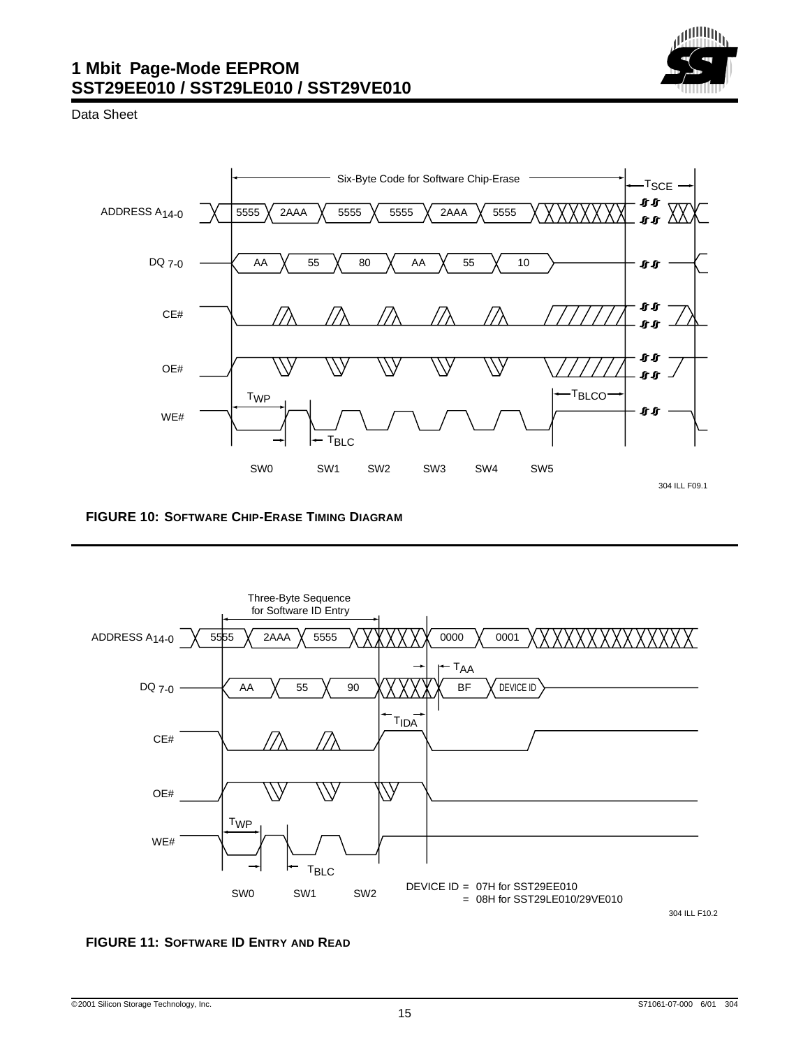Six-Byte Code for Software Chip-Erase

$T_{SCE}$

ADDRESS $A_{14-0}$

5555 2AAA 5555 5555 2AAA 5555

$DQ_{7-0}$

AA 55 80 AA 55 10

CE#

OE#

$T_{WP}$

$T_{BLCO}$

WE#

$T_{BLC}$

SW0 SW1 SW2 SW3 SW4 SW5

304 ILL F09.1

**FIGURE 10: SOFTWARE CHIP-ERASE TIMING DIAGRAM**

Three-Byte Sequence for Software ID Entry

ADDRESS $A_{14-0}$

5555 2AAA 5555 0000 0001

$T_{AA}$

$DQ_{7-0}$

AA 55 90 BF DEVICE ID

$T_{IDA}$

CE#

OE#

$T_{WP}$

WE#

$T_{BLC}$

SW0 SW1 SW2

DEVICE ID = 07H for SST29EE010
= 08H for SST29LE010/29VE010

304 ILL F10.2

**FIGURE 11: SOFTWARE ID ENTRY AND READ**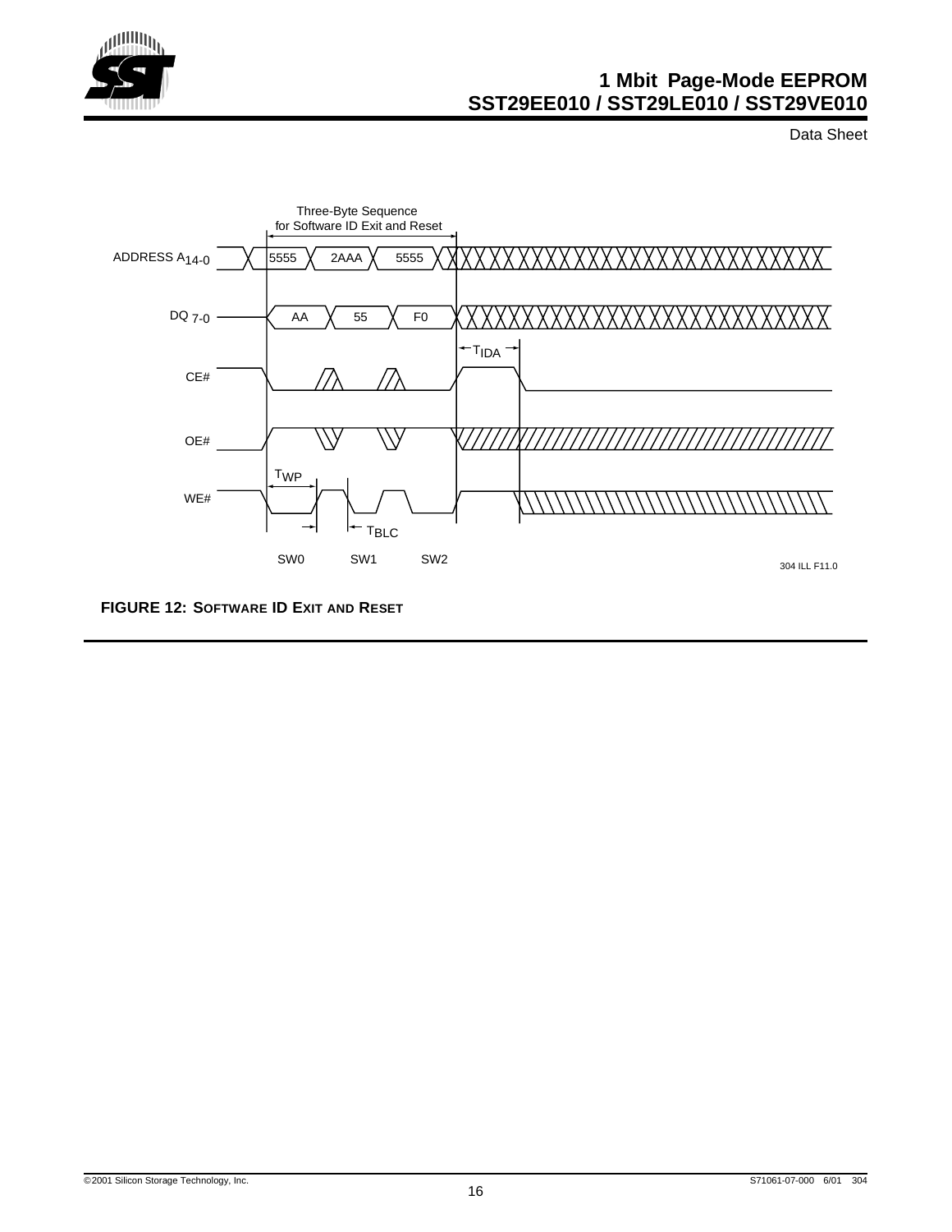Three-Byte Sequence
for Software ID Exit and Reset

ADDRESS $A_{14-0}$

5555 2AAA 5555

DQ $_{7-0}$

AA 55 F0

$T_{IDA}$

CE#

OE#

$T_{WP}$

WE#

$T_{BLC}$

SW0 SW1 SW2

304 ILL F11.0

**FIGURE 12: SOFTWARE ID EXIT AND RESET**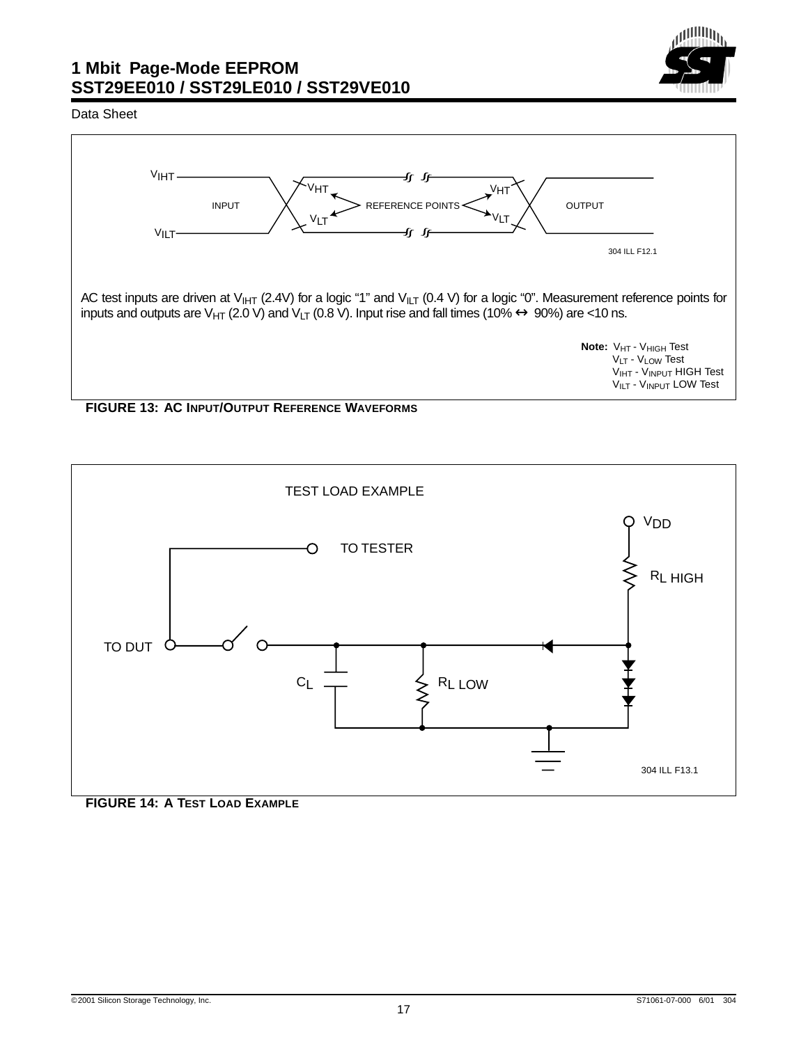$V_{IHT}$

$V_{ILT}$

INPUT

$V_{HT}$

$V_{LT}$

REFERENCE POINTS

$V_{HT}$

$V_{LT}$

OUTPUT

304 ILL F12.1

AC test inputs are driven at $V_{IHT}$ (2.4V) for a logic "1" and $V_{ILT}$ (0.4 V) for a logic "0". Measurement reference points for inputs and outputs are $V_{HT}$ (2.0 V) and $V_{LT}$ (0.8 V). Input rise and fall times (10% ↔ 90%) are <10 ns.

**Note:** $V_{HT}$ - $V_{HIGH}$ Test
$V_{LT}$ - $V_{LOW}$ Test
$V_{IHT}$ - $V_{INPUT}$ HIGH Test
$V_{ILT}$ - $V_{INPUT}$ LOW Test

**FIGURE 13: AC INPUT/OUTPUT REFERENCE WAVEFORMS**

TEST LOAD EXAMPLE

TO TESTER

TO DUT

$V_{DD}$

$R_{L}$ HIGH

$C_L$

$R_{L}$ LOW

304 ILL F13.1

**FIGURE 14: A TEST LOAD EXAMPLE**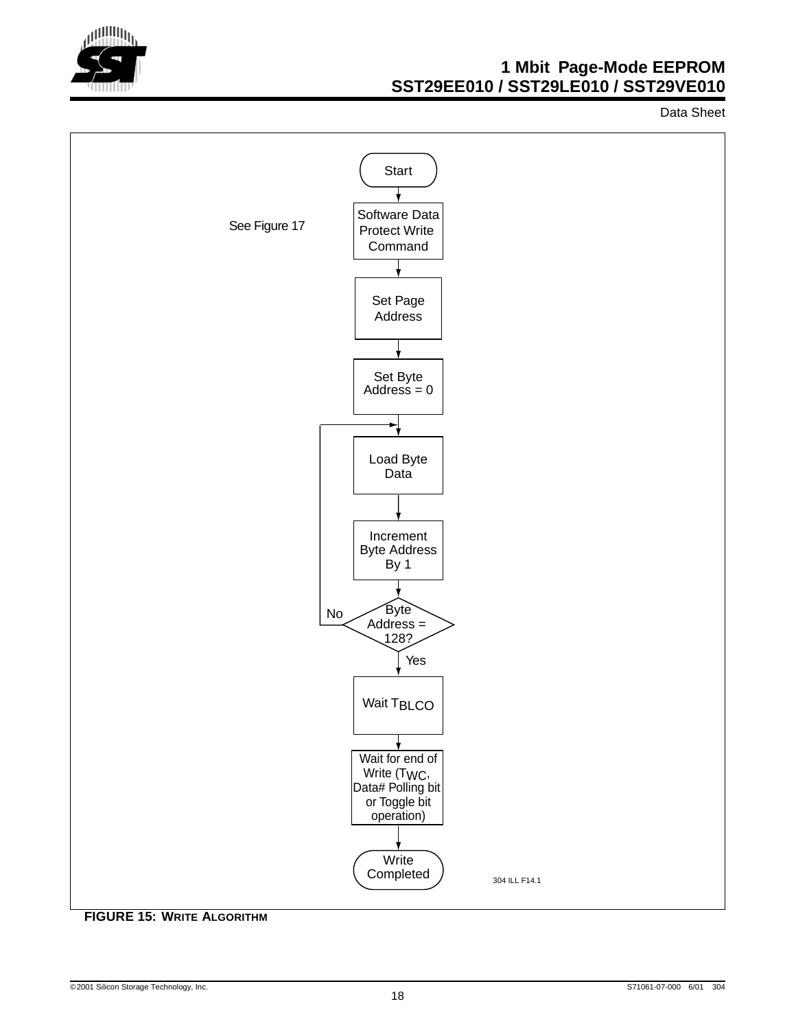Start

See Figure 17

Software Data Protect Write Command

Set Page Address

Set Byte Address = 0

Load Byte Data

Increment Byte Address By 1

Byte Address = 128?

No

Yes

Wait $T_{BLCO}$

Wait for end of Write ($T_{WC}$, Data# Polling bit or Toggle bit operation)

Write Completed

304 ILL F14.1

**FIGURE 15: WRITE ALGORITHM**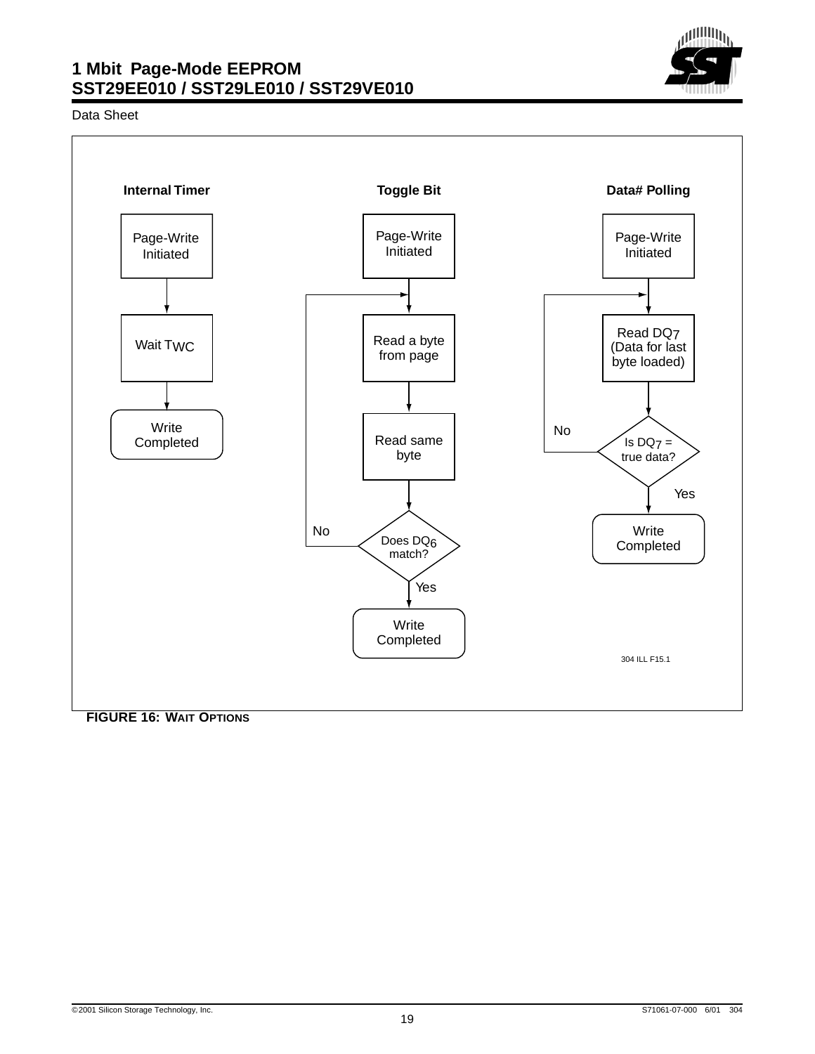Internal Timer

Page-Write Initiated

Wait $T_{WC}$

Write Completed

Toggle Bit

Page-Write Initiated

Read a byte from page

Read same byte

Does $DQ_6$ match?

No

Yes

Write Completed

Data# Polling

Page-Write Initiated

Read $DQ_7$ (Data for last byte loaded)

Is $DQ_7$ = true data?

No

Yes

Write Completed

304 ILL F15.1

**FIGURE 16: WAIT OPTIONS**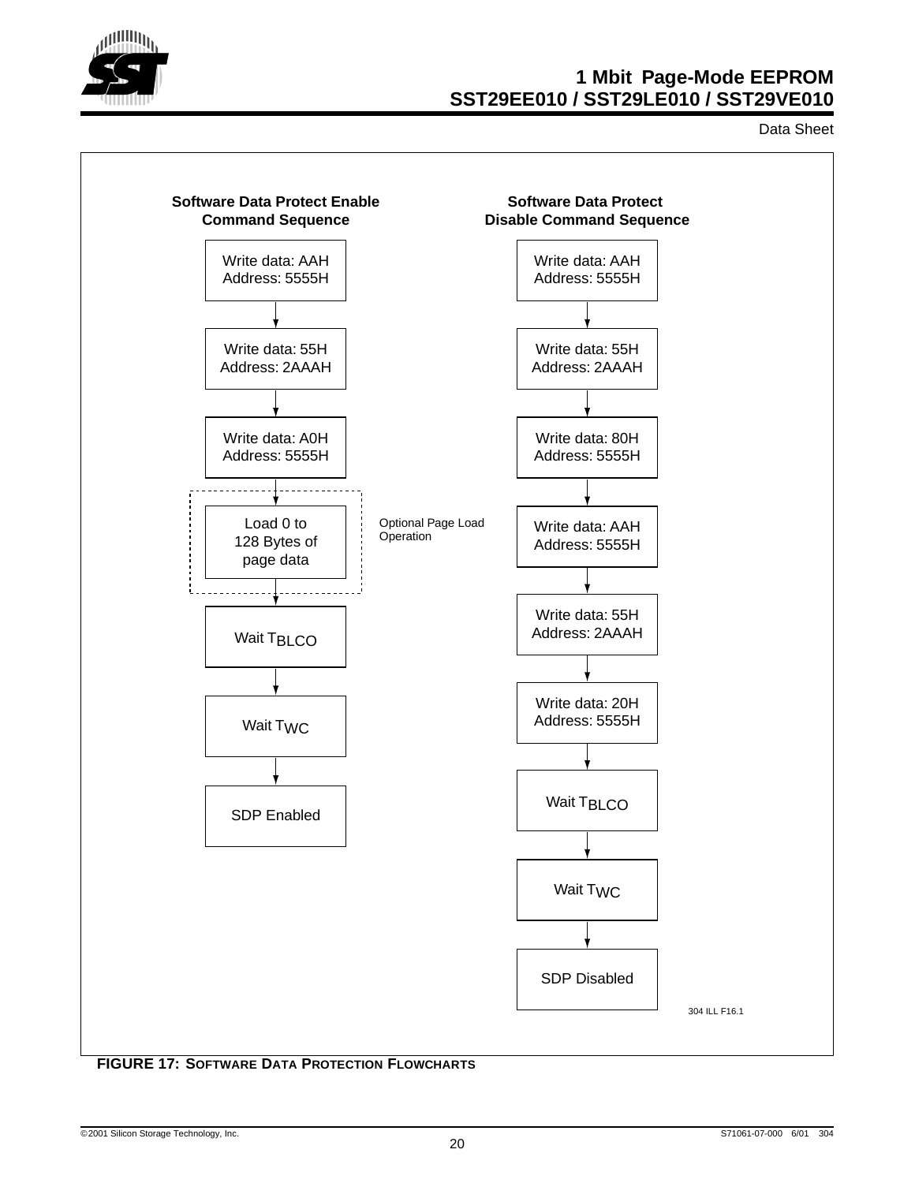Software Data Protect Enable Command Sequence

Write data: AAH
Address: 5555H

Write data: 55H
Address: 2AAAH

Write data: A0H
Address: 5555H

Load 0 to 128 Bytes of page data

Optional Page Load Operation

Wait $T_{BLCO}$

Wait $T_{WC}$

SDP Enabled

Software Data Protect Disable Command Sequence

Write data: AAH
Address: 5555H

Write data: 55H
Address: 2AAAH

Write data: 80H
Address: 5555H

Write data: AAH
Address: 5555H

Write data: 55H
Address: 2AAAH

Write data: 20H
Address: 5555H

Wait $T_{BLCO}$

Wait $T_{WC}$

SDP Disabled

304 ILL F16.1

**FIGURE 17: SOFTWARE DATA PROTECTION FLOWCHARTS**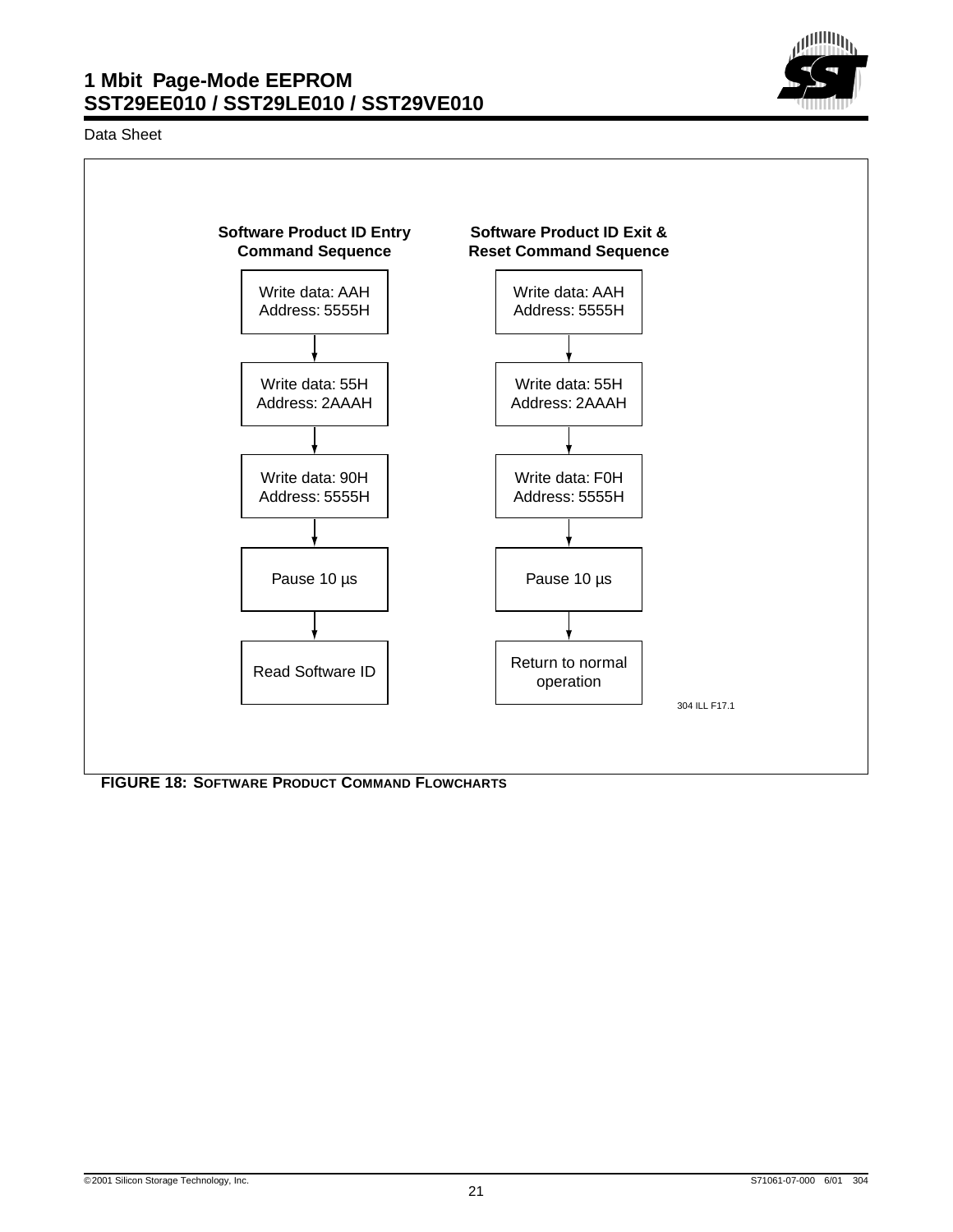**Software Product ID Entry Command Sequence**

Write data: AAH
Address: 5555H

Write data: 55H
Address: 2AAAH

Write data: 90H
Address: 5555H

Pause 10 µs

Read Software ID

**Software Product ID Exit & Reset Command Sequence**

Write data: AAH
Address: 5555H

Write data: 55H
Address: 2AAAH

Write data: F0H
Address: 5555H

Pause 10 µs

Return to normal operation

304 ILL F17.1

**FIGURE 18: SOFTWARE PRODUCT COMMAND FLOWCHARTS**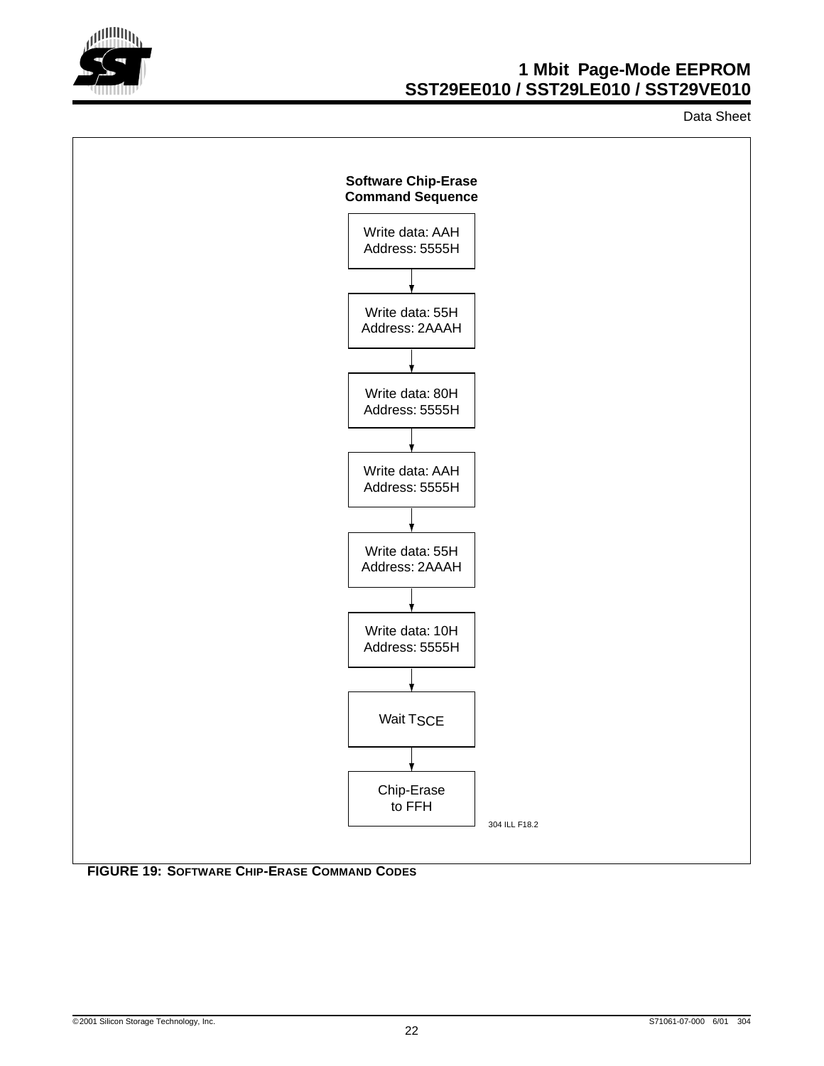Data Sheet

**Software Chip-Erase Command Sequence**

Write data: AAH
Address: 5555H

Write data: 55H
Address: 2AAAH

Write data: 80H
Address: 5555H

Write data: AAH
Address: 5555H

Write data: 55H
Address: 2AAAH

Write data: 10H
Address: 5555H

Wait $T_{SCE}$

Chip-Erase
to FFH

304 ILL F18.2

**FIGURE 19: SOFTWARE CHIP-ERASE COMMAND CODES**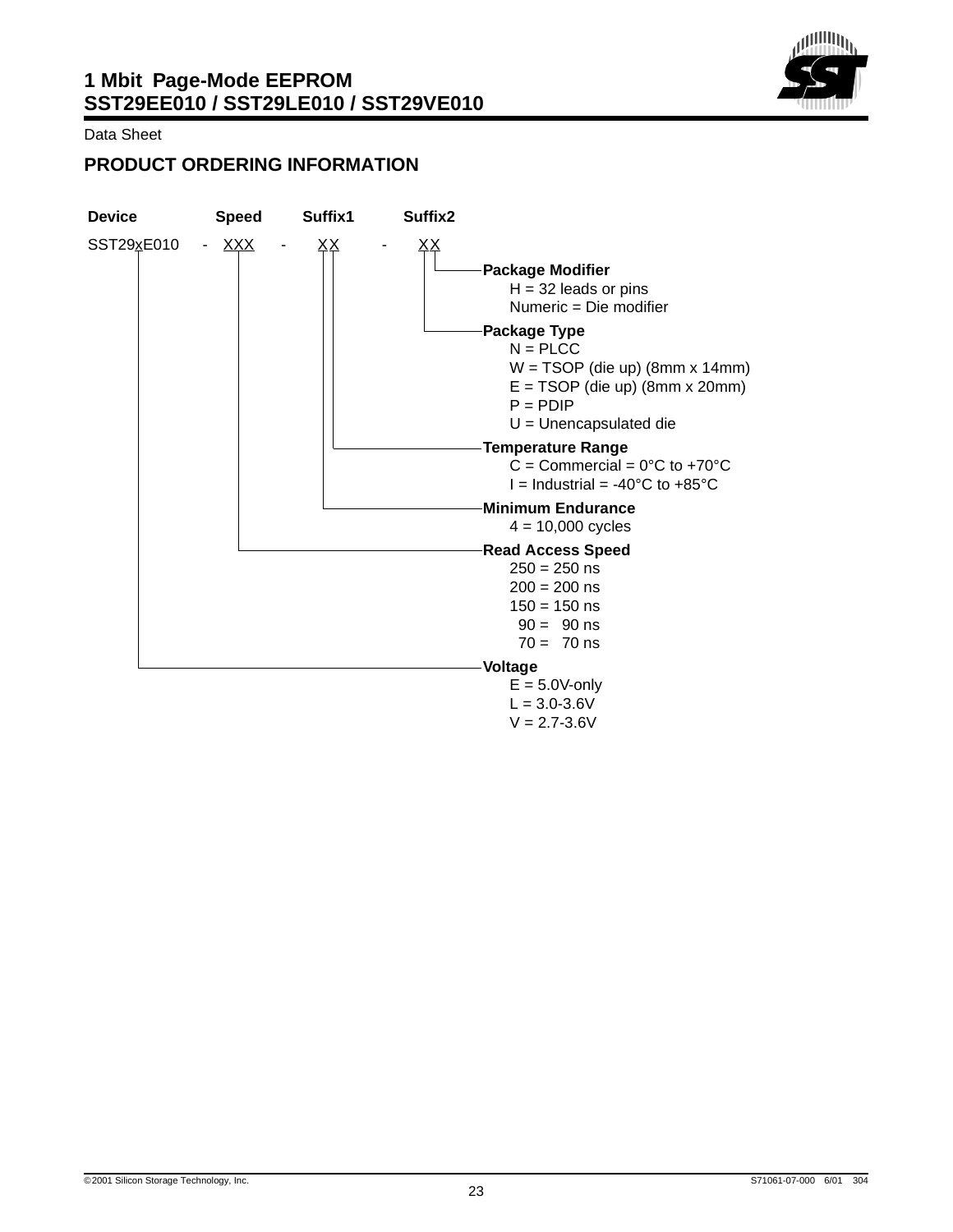Data Sheet

## PRODUCT ORDERING INFORMATION

```
Device        Speed     Suffix1     Suffix2
SST29xE010  -  XXX   -    XX     -    XX
```

**Package Modifier**
- H = 32 leads or pins
- Numeric = Die modifier

**Package Type**
- N = PLCC
- W = TSOP (die up) (8mm x 14mm)
- E = TSOP (die up) (8mm x 20mm)
- P = PDIP
- U = Unencapsulated die

**Temperature Range**
- C = Commercial = 0°C to +70°C
- I = Industrial = -40°C to +85°C

**Minimum Endurance**
- 4 = 10,000 cycles

**Read Access Speed**
- 250 = 250 ns
- 200 = 200 ns
- 150 = 150 ns
- 90 = 90 ns
- 70 = 70 ns

**Voltage**
- E = 5.0V-only
- L = 3.0-3.6V
- V = 2.7-3.6V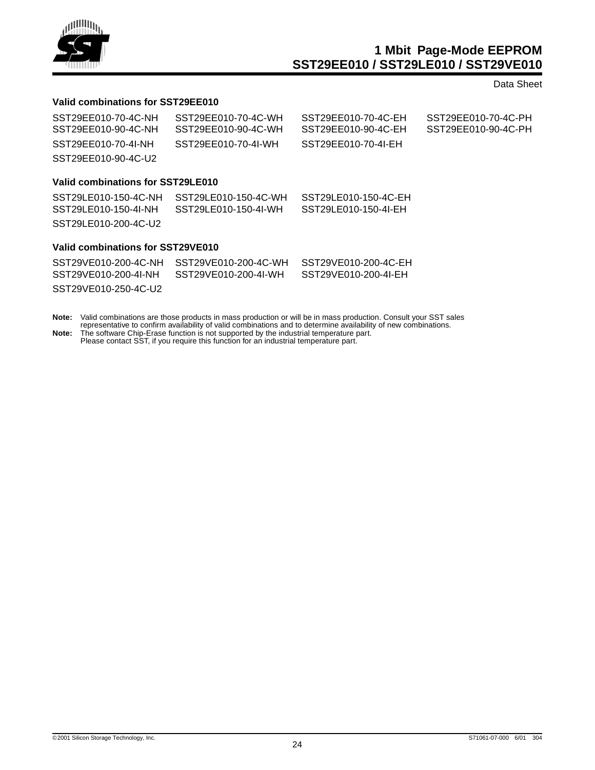**Valid combinations for SST29EE010**

SST29EE010-70-4C-NH SST29EE010-70-4C-WH SST29EE010-70-4C-EH SST29EE010-70-4C-PH
SST29EE010-90-4C-NH SST29EE010-90-4C-WH SST29EE010-90-4C-EH SST29EE010-90-4C-PH

SST29EE010-70-4I-NH SST29EE010-70-4I-WH SST29EE010-70-4I-EH

SST29EE010-90-4C-U2

**Valid combinations for SST29LE010**

SST29LE010-150-4C-NH SST29LE010-150-4C-WH SST29LE010-150-4C-EH
SST29LE010-150-4I-NH SST29LE010-150-4I-WH SST29LE010-150-4I-EH

SST29LE010-200-4C-U2

**Valid combinations for SST29VE010**

SST29VE010-200-4C-NH SST29VE010-200-4C-WH SST29VE010-200-4C-EH
SST29VE010-200-4I-NH SST29VE010-200-4I-WH SST29VE010-200-4I-EH

SST29VE010-250-4C-U2

**Note:** Valid combinations are those products in mass production or will be in mass production. Consult your SST sales representative to confirm availability of valid combinations and to determine availability of new combinations.

**Note:** The software Chip-Erase function is not supported by the industrial temperature part. Please contact SST, if you require this function for an industrial temperature part.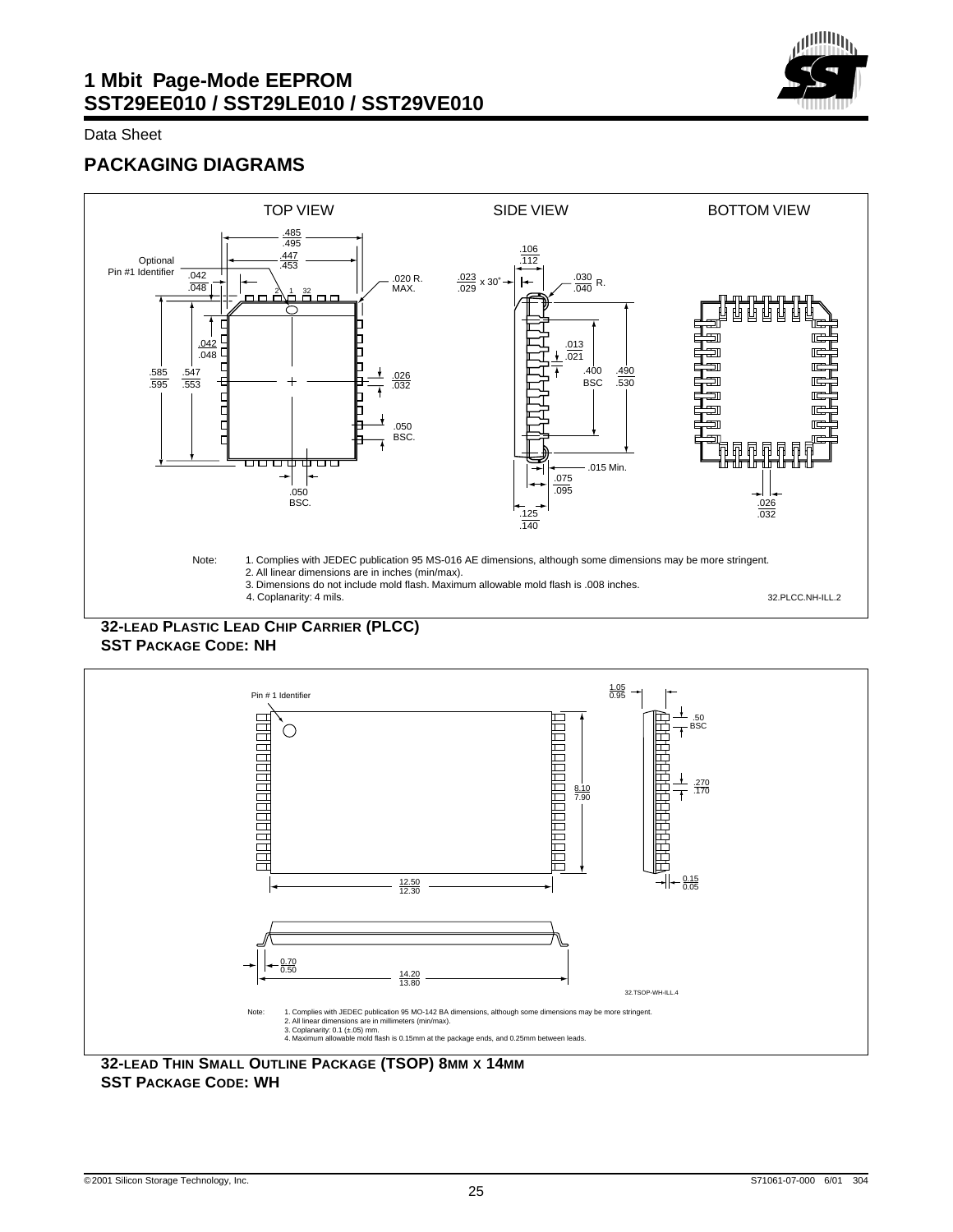Data Sheet

## PACKAGING DIAGRAMS

TOP VIEW

SIDE VIEW

BOTTOM VIEW

.485
.495

.447
.453

Optional
Pin #1 Identifier

.042
.048

2 1 32

.020 R.
MAX.

.023
.029
x 30°

.106
.112

.030
.040
R.

.042
.048

.585
.595

.547
.553

.026
.032

.050
BSC.

.013
.021

.400
BSC

.490
.530

.015 Min.

.075
.095

.125
.140

.050
BSC.

.026
.032

Note: 1. Complies with JEDEC publication 95 MS-016 AE dimensions, although some dimensions may be more stringent.
2. All linear dimensions are in inches (min/max).
3. Dimensions do not include mold flash. Maximum allowable mold flash is .008 inches.
4. Coplanarity: 4 mils.

32.PLCC.NH-ILL.2

**32-LEAD PLASTIC LEAD CHIP CARRIER (PLCC)**
**SST PACKAGE CODE: NH**

Pin # 1 Identifier

1.05
0.95

.50
BSC

.270
.170

8.10
7.90

12.50
12.30

0.15
0.05

0.70
0.50

14.20
13.80

32.TSOP-WH-ILL.4

Note: 1. Complies with JEDEC publication 95 MO-142 BA dimensions, although some dimensions may be more stringent.
2. All linear dimensions are in millimeters (min/max).
3. Coplanarity: 0.1 (±.05) mm.
4. Maximum allowable mold flash is 0.15mm at the package ends, and 0.25mm between leads.

**32-LEAD THIN SMALL OUTLINE PACKAGE (TSOP) 8MM X 14MM**
**SST PACKAGE CODE: WH**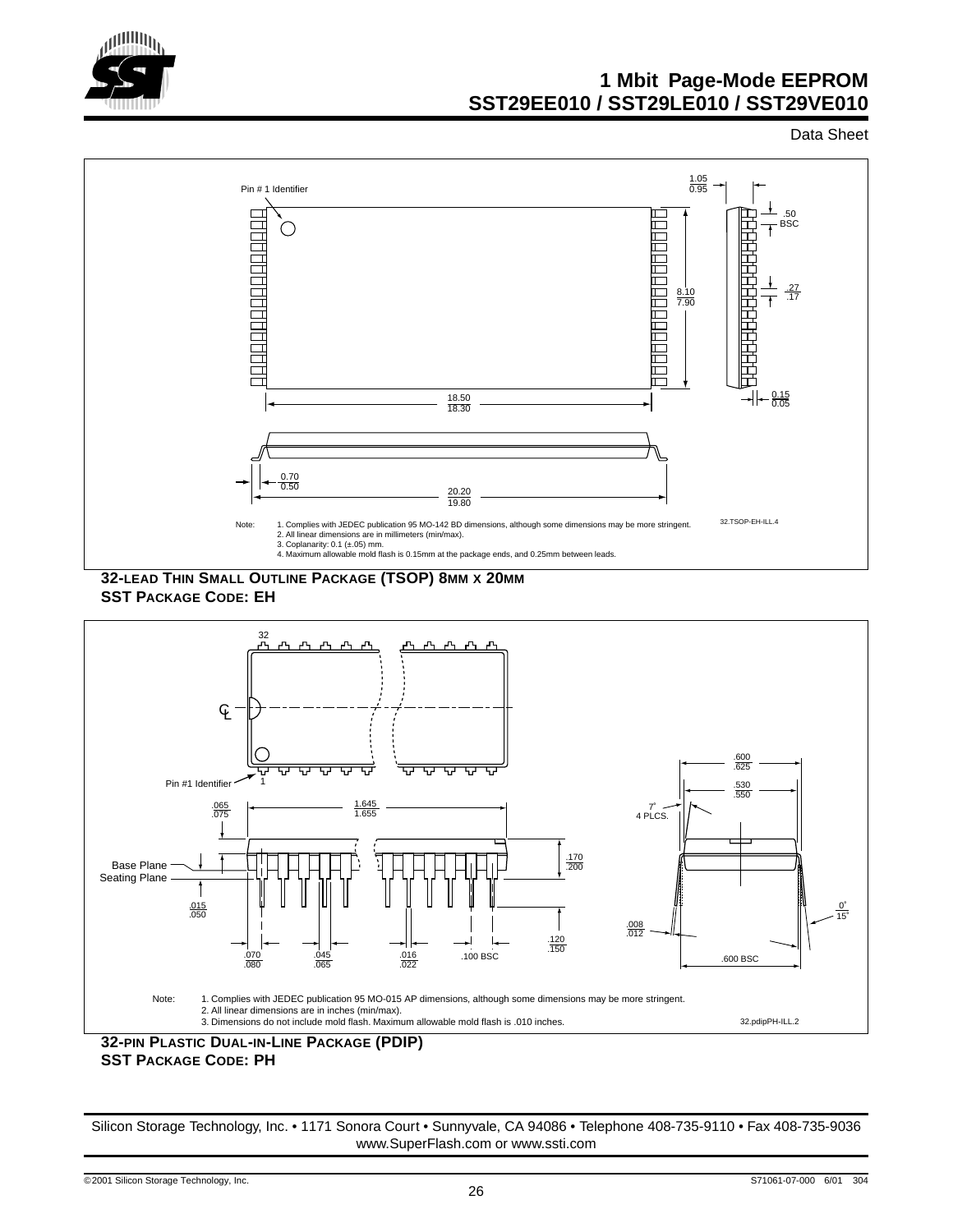Pin # 1 Identifier

1.05
0.95

.50
BSC

.27
.17

8.10
7.90

0.15
0.05

18.50
18.30

0.70
0.50

20.20
19.80

32.TSOP-EH-ILL.4

Note: 1. Complies with JEDEC publication 95 MO-142 BD dimensions, although some dimensions may be more stringent.
2. All linear dimensions are in millimeters (min/max).
3. Coplanarity: 0.1 (±.05) mm.
4. Maximum allowable mold flash is 0.15mm at the package ends, and 0.25mm between leads.

**32-LEAD THIN SMALL OUTLINE PACKAGE (TSOP) 8MM X 20MM**
**SST PACKAGE CODE: EH**

32

CL

Pin #1 Identifier

1

.600
.625

.530
.550

.065
.075

1.645
1.655

7°
4 PLCS.

Base Plane
Seating Plane

.170
.200

.015
.050

0°
15°

.008
.012

.120
.150

.070
.080

.045
.065

.016
.022

.100 BSC

.600 BSC

Note: 1. Complies with JEDEC publication 95 MO-015 AP dimensions, although some dimensions may be more stringent.
2. All linear dimensions are in inches (min/max).
3. Dimensions do not include mold flash. Maximum allowable mold flash is .010 inches.

32.pdipPH-ILL.2

**32-PIN PLASTIC DUAL-IN-LINE PACKAGE (PDIP)**
**SST PACKAGE CODE: PH**

Silicon Storage Technology, Inc. • 1171 Sonora Court • Sunnyvale, CA 94086 • Telephone 408-735-9110 • Fax 408-735-9036
www.SuperFlash.com or www.ssti.com